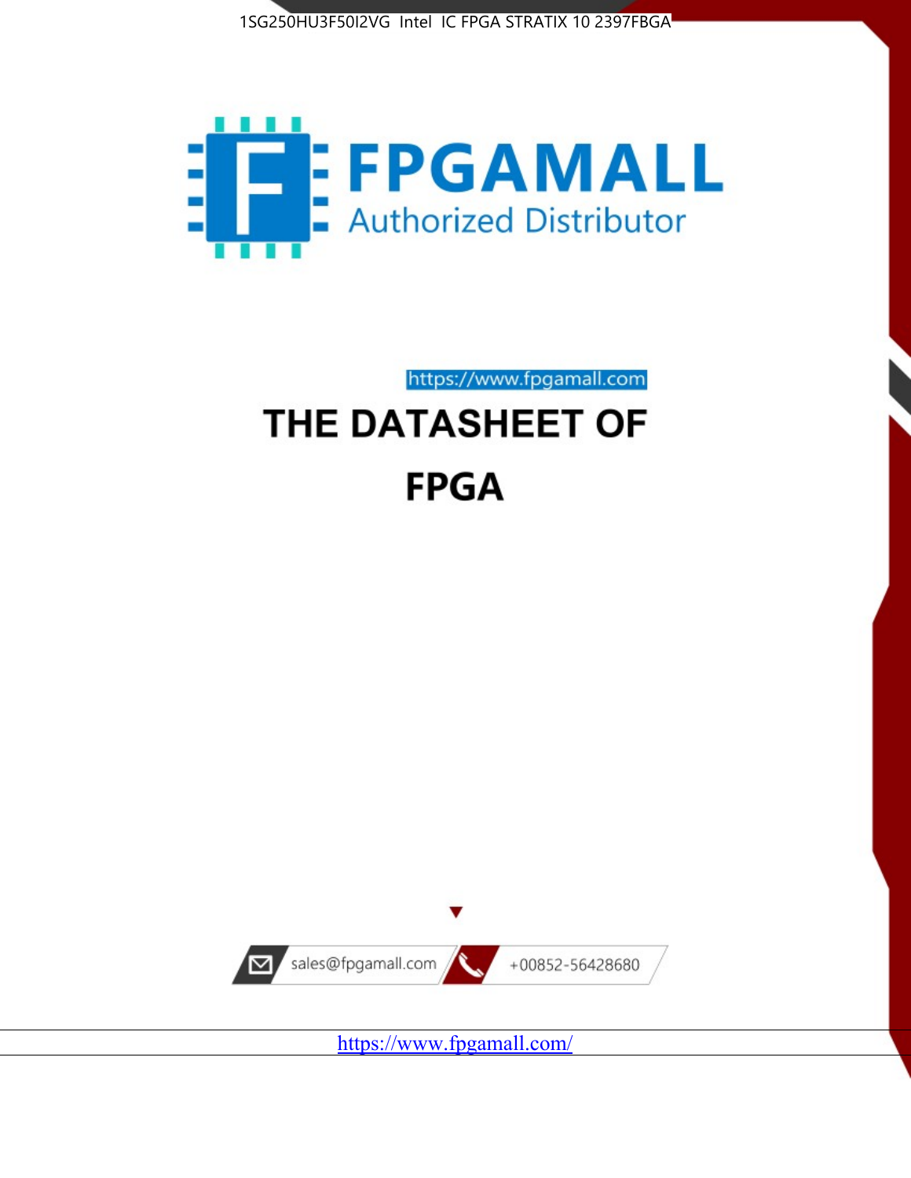1SG250HU3F50I2VG Intel IC FPGA STRATIX 10 2397FBGA

**FPGAMALL**

Authorized Distributor

https://www.fpgamall.com

# THE DATASHEET OF

# FPGA

sales@fpgamall.com

+00852-56428680

https://www.fpgamall.com/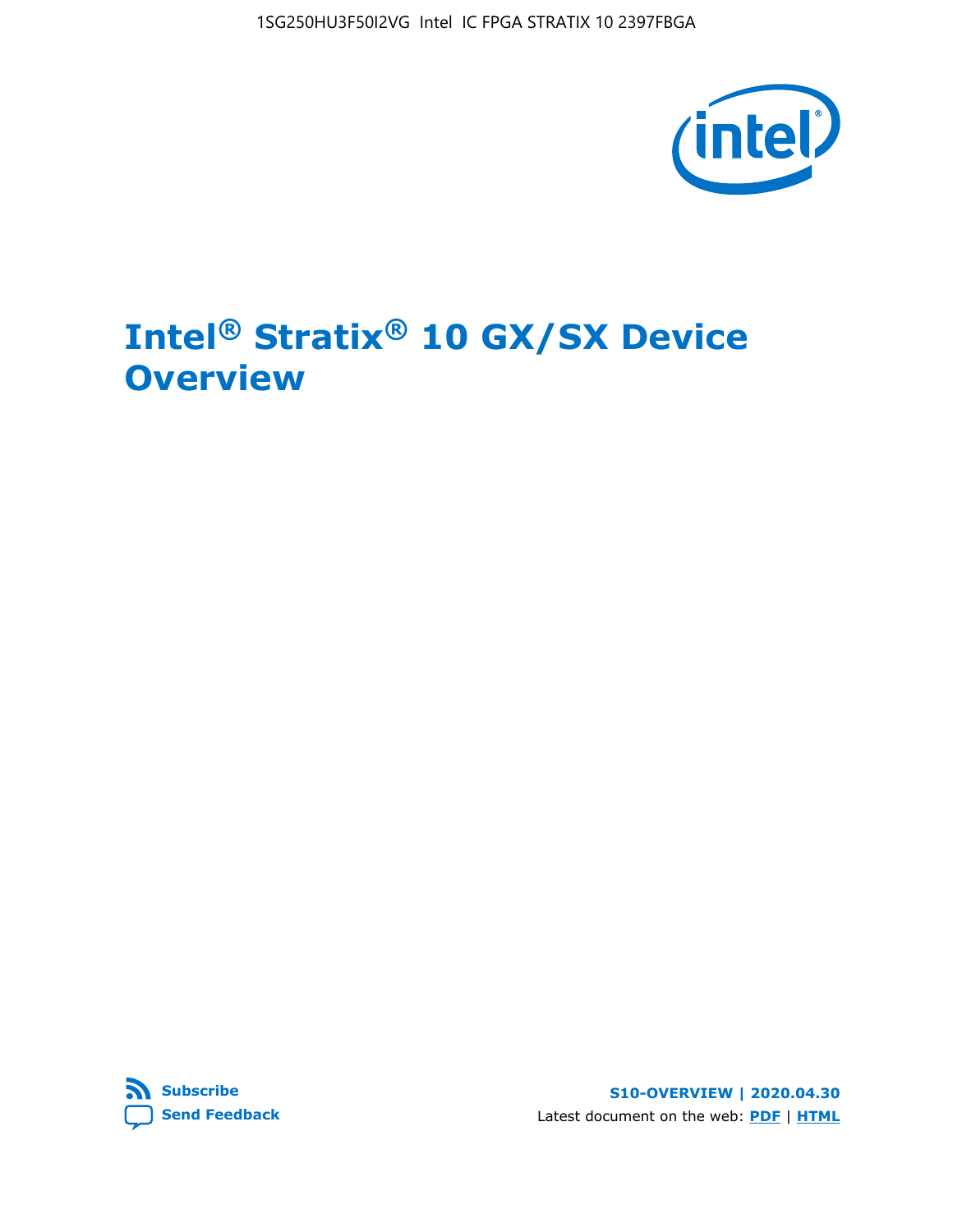# Intel® Stratix® 10 GX/SX Device Overview

**Overview**

S10-OVERVIEW | 2020.04.30

Subscribe

Send Feedback

Latest document on the web: PDF | HTML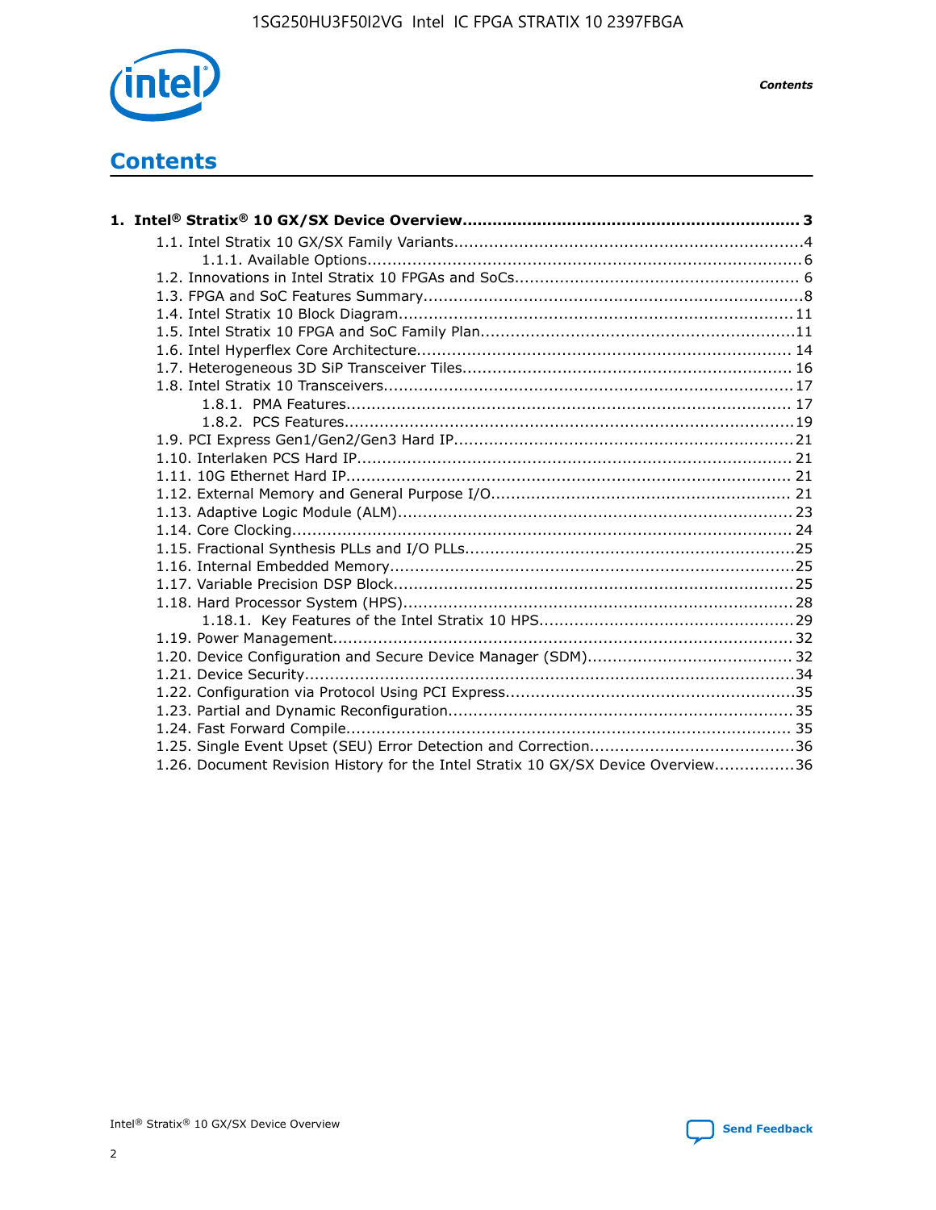# Contents

**1. Intel® Stratix® 10 GX/SX Device Overview................................................................... 3**

- 1.1. Intel Stratix 10 GX/SX Family Variants.....................................................................4
  - 1.1.1. Available Options.......................................................................................6
- 1.2. Innovations in Intel Stratix 10 FPGAs and SoCs......................................................... 6
- 1.3. FPGA and SoC Features Summary............................................................................8
- 1.4. Intel Stratix 10 Block Diagram...............................................................................11
- 1.5. Intel Stratix 10 FPGA and SoC Family Plan...............................................................11
- 1.6. Intel Hyperflex Core Architecture.......................................................................... 14
- 1.7. Heterogeneous 3D SiP Transceiver Tiles................................................................. 16
- 1.8. Intel Stratix 10 Transceivers.................................................................................17
  - 1.8.1. PMA Features......................................................................................... 17
  - 1.8.2. PCS Features..........................................................................................19
- 1.9. PCI Express Gen1/Gen2/Gen3 Hard IP...................................................................21
- 1.10. Interlaken PCS Hard IP...................................................................................... 21
- 1.11. 10G Ethernet Hard IP........................................................................................ 21
- 1.12. External Memory and General Purpose I/O............................................................ 21
- 1.13. Adaptive Logic Module (ALM)............................................................................... 23
- 1.14. Core Clocking.................................................................................................... 24
- 1.15. Fractional Synthesis PLLs and I/O PLLs.................................................................25
- 1.16. Internal Embedded Memory.................................................................................25
- 1.17. Variable Precision DSP Block................................................................................25
- 1.18. Hard Processor System (HPS)..............................................................................28
  - 1.18.1. Key Features of the Intel Stratix 10 HPS..................................................29
- 1.19. Power Management........................................................................................... 32
- 1.20. Device Configuration and Secure Device Manager (SDM)......................................... 32
- 1.21. Device Security.................................................................................................34
- 1.22. Configuration via Protocol Using PCI Express.........................................................35
- 1.23. Partial and Dynamic Reconfiguration.................................................................... 35
- 1.24. Fast Forward Compile......................................................................................... 35
- 1.25. Single Event Upset (SEU) Error Detection and Correction.........................................36
- 1.26. Document Revision History for the Intel Stratix 10 GX/SX Device Overview................36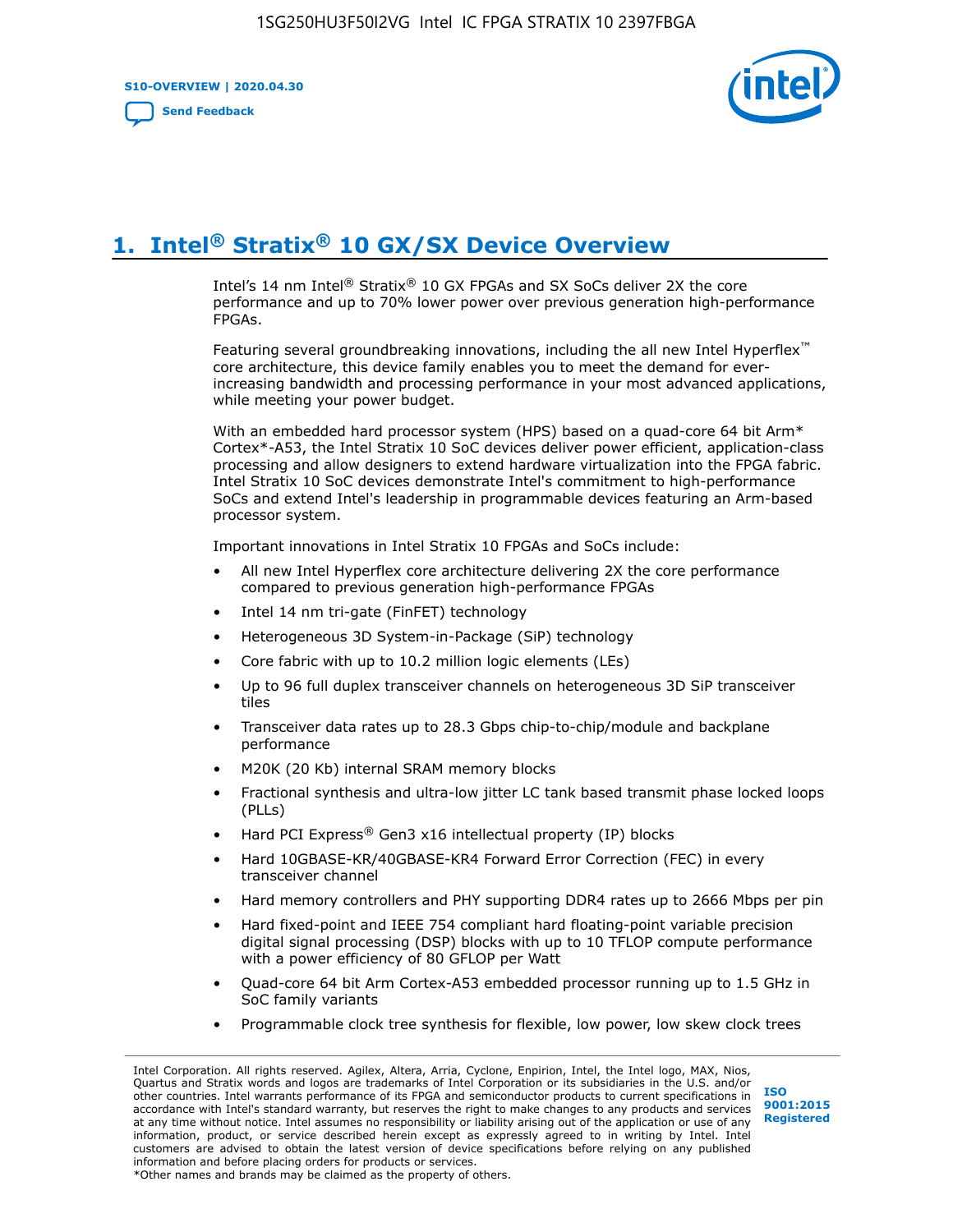# 1. Intel® Stratix® 10 GX/SX Device Overview

Intel's 14 nm Intel® Stratix® 10 GX FPGAs and SX SoCs deliver 2X the core performance and up to 70% lower power over previous generation high-performance FPGAs.

Featuring several groundbreaking innovations, including the all new Intel Hyperflex™ core architecture, this device family enables you to meet the demand for ever-increasing bandwidth and processing performance in your most advanced applications, while meeting your power budget.

With an embedded hard processor system (HPS) based on a quad-core 64 bit Arm* Cortex*-A53, the Intel Stratix 10 SoC devices deliver power efficient, application-class processing and allow designers to extend hardware virtualization into the FPGA fabric. Intel Stratix 10 SoC devices demonstrate Intel's commitment to high-performance SoCs and extend Intel's leadership in programmable devices featuring an Arm-based processor system.

Important innovations in Intel Stratix 10 FPGAs and SoCs include:

- All new Intel Hyperflex core architecture delivering 2X the core performance compared to previous generation high-performance FPGAs
- Intel 14 nm tri-gate (FinFET) technology
- Heterogeneous 3D System-in-Package (SiP) technology
- Core fabric with up to 10.2 million logic elements (LEs)
- Up to 96 full duplex transceiver channels on heterogeneous 3D SiP transceiver tiles
- Transceiver data rates up to 28.3 Gbps chip-to-chip/module and backplane performance
- M20K (20 Kb) internal SRAM memory blocks
- Fractional synthesis and ultra-low jitter LC tank based transmit phase locked loops (PLLs)
- Hard PCI Express® Gen3 x16 intellectual property (IP) blocks
- Hard 10GBASE-KR/40GBASE-KR4 Forward Error Correction (FEC) in every transceiver channel
- Hard memory controllers and PHY supporting DDR4 rates up to 2666 Mbps per pin
- Hard fixed-point and IEEE 754 compliant hard floating-point variable precision digital signal processing (DSP) blocks with up to 10 TFLOP compute performance with a power efficiency of 80 GFLOP per Watt
- Quad-core 64 bit Arm Cortex-A53 embedded processor running up to 1.5 GHz in SoC family variants
- Programmable clock tree synthesis for flexible, low power, low skew clock trees

Intel Corporation. All rights reserved. Agilex, Altera, Arria, Cyclone, Enpirion, Intel, the Intel logo, MAX, Nios, Quartus and Stratix words and logos are trademarks of Intel Corporation or its subsidiaries in the U.S. and/or other countries. Intel warrants performance of its FPGA and semiconductor products to current specifications in accordance with Intel's standard warranty, but reserves the right to make changes to any products and services at any time without notice. Intel assumes no responsibility or liability arising out of the application or use of any information, product, or service described herein except as expressly agreed to in writing by Intel. Intel customers are advised to obtain the latest version of device specifications before relying on any published information and before placing orders for products or services.
*Other names and brands may be claimed as the property of others.

ISO 9001:2015 Registered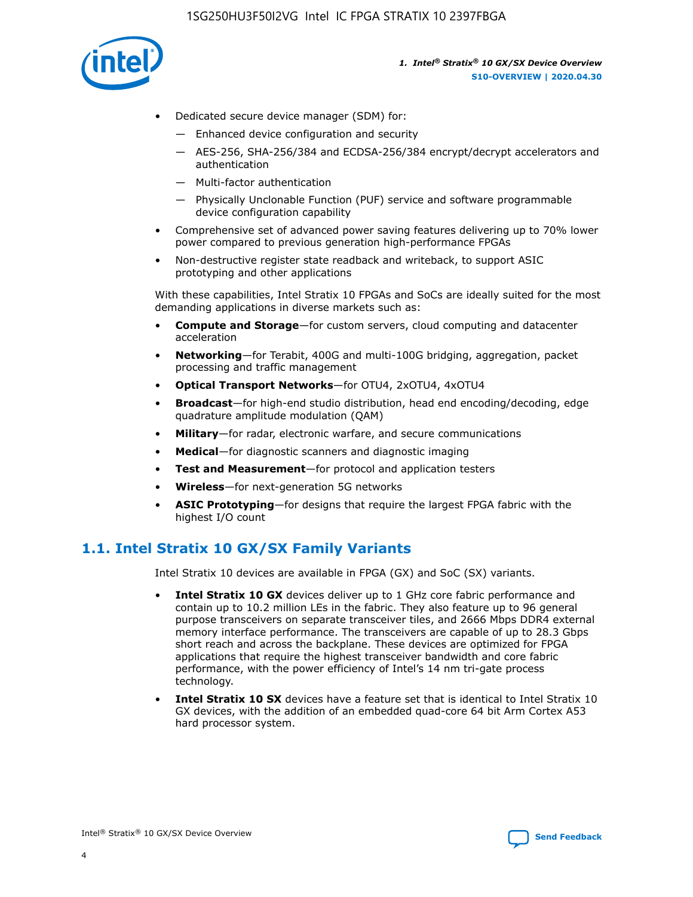- Dedicated secure device manager (SDM) for:
  - Enhanced device configuration and security
  - AES-256, SHA-256/384 and ECDSA-256/384 encrypt/decrypt accelerators and authentication
  - Multi-factor authentication
  - Physically Unclonable Function (PUF) service and software programmable device configuration capability
- Comprehensive set of advanced power saving features delivering up to 70% lower power compared to previous generation high-performance FPGAs
- Non-destructive register state readback and writeback, to support ASIC prototyping and other applications

With these capabilities, Intel Stratix 10 FPGAs and SoCs are ideally suited for the most demanding applications in diverse markets such as:

- **Compute and Storage**—for custom servers, cloud computing and datacenter acceleration
- **Networking**—for Terabit, 400G and multi-100G bridging, aggregation, packet processing and traffic management
- **Optical Transport Networks**—for OTU4, 2xOTU4, 4xOTU4
- **Broadcast**—for high-end studio distribution, head end encoding/decoding, edge quadrature amplitude modulation (QAM)
- **Military**—for radar, electronic warfare, and secure communications
- **Medical**—for diagnostic scanners and diagnostic imaging
- **Test and Measurement**—for protocol and application testers
- **Wireless**—for next-generation 5G networks
- **ASIC Prototyping**—for designs that require the largest FPGA fabric with the highest I/O count

## 1.1. Intel Stratix 10 GX/SX Family Variants

Intel Stratix 10 devices are available in FPGA (GX) and SoC (SX) variants.

- **Intel Stratix 10 GX** devices deliver up to 1 GHz core fabric performance and contain up to 10.2 million LEs in the fabric. They also feature up to 96 general purpose transceivers on separate transceiver tiles, and 2666 Mbps DDR4 external memory interface performance. The transceivers are capable of up to 28.3 Gbps short reach and across the backplane. These devices are optimized for FPGA applications that require the highest transceiver bandwidth and core fabric performance, with the power efficiency of Intel's 14 nm tri-gate process technology.
- **Intel Stratix 10 SX** devices have a feature set that is identical to Intel Stratix 10 GX devices, with the addition of an embedded quad-core 64 bit Arm Cortex A53 hard processor system.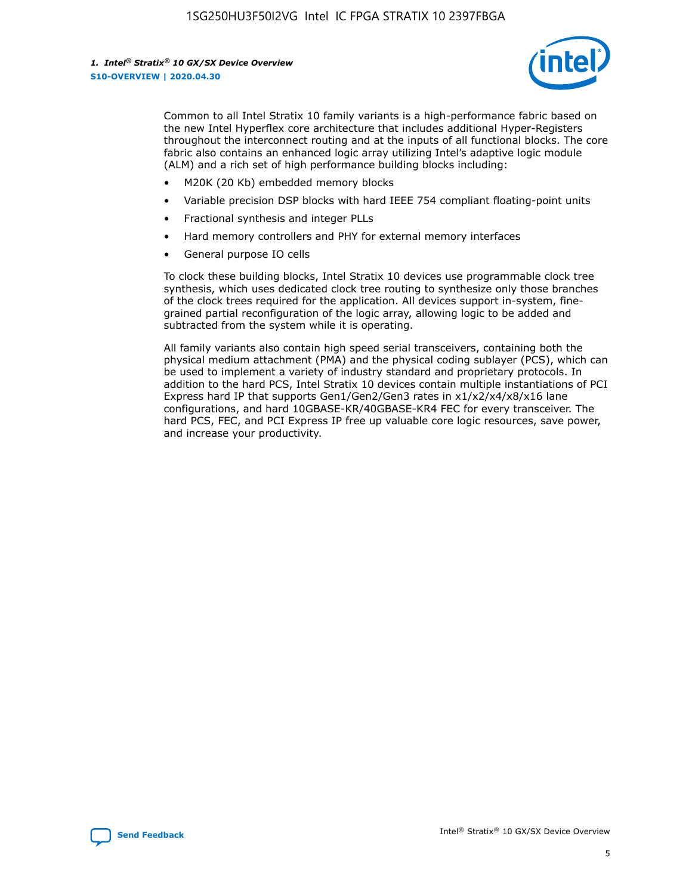Common to all Intel Stratix 10 family variants is a high-performance fabric based on the new Intel Hyperflex core architecture that includes additional Hyper-Registers throughout the interconnect routing and at the inputs of all functional blocks. The core fabric also contains an enhanced logic array utilizing Intel's adaptive logic module (ALM) and a rich set of high performance building blocks including:

- M20K (20 Kb) embedded memory blocks
- Variable precision DSP blocks with hard IEEE 754 compliant floating-point units
- Fractional synthesis and integer PLLs
- Hard memory controllers and PHY for external memory interfaces
- General purpose IO cells

To clock these building blocks, Intel Stratix 10 devices use programmable clock tree synthesis, which uses dedicated clock tree routing to synthesize only those branches of the clock trees required for the application. All devices support in-system, fine-grained partial reconfiguration of the logic array, allowing logic to be added and subtracted from the system while it is operating.

All family variants also contain high speed serial transceivers, containing both the physical medium attachment (PMA) and the physical coding sublayer (PCS), which can be used to implement a variety of industry standard and proprietary protocols. In addition to the hard PCS, Intel Stratix 10 devices contain multiple instantiations of PCI Express hard IP that supports Gen1/Gen2/Gen3 rates in x1/x2/x4/x8/x16 lane configurations, and hard 10GBASE-KR/40GBASE-KR4 FEC for every transceiver. The hard PCS, FEC, and PCI Express IP free up valuable core logic resources, save power, and increase your productivity.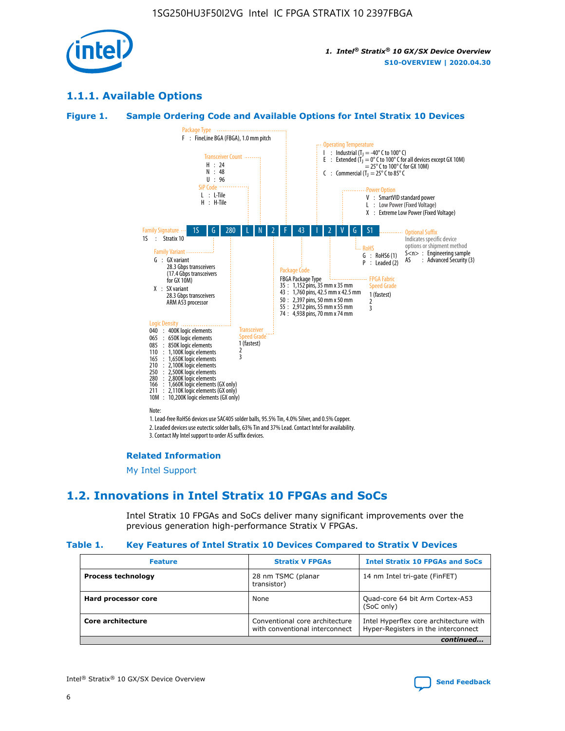## 1.1.1. Available Options

### Figure 1. Sample Ordering Code and Available Options for Intel Stratix 10 Devices

| 1S | G | 280 | L | N | 2 | F | 43 | I | 2 | V | G | S1 |
|---|---|---|---|---|---|---|---|---|---|---|---|---|

**Family Signature**
1S : Stratix 10

**Family Variant**
G : GX variant
28.3 Gbps transceivers
(17.4 Gbps transceivers for GX 10M)
X : SX variant
28.3 Gbps transceivers
ARM A53 processor

**Logic Density**
040 : 400K logic elements
065 : 650K logic elements
085 : 850K logic elements
110 : 1,100K logic elements
165 : 1,650K logic elements
210 : 2,100K logic elements
250 : 2,500K logic elements
280 : 2,800K logic elements
166 : 1,660K logic elements (GX only)
211 : 2,110K logic elements (GX only)
10M : 10,200K logic elements (GX only)

**SiP Code**
L : L-Tile
H : H-Tile

**Transceiver Count**
H : 24
N : 48
U : 96

**Transceiver Speed Grade**
1 (fastest)
2
3

**Package Type**
F : FineLine BGA (FBGA), 1.0 mm pitch

**Package Code**
FBGA Package Type
35 : 1,152 pins, 35 mm x 35 mm
43 : 1,760 pins, 42.5 mm x 42.5 mm
50 : 2,397 pins, 50 mm x 50 mm
55 : 2,912 pins, 55 mm x 55 mm
74 : 4,938 pins, 70 mm x 74 mm

**Operating Temperature**
I : Industrial ($T_J$ = -40° C to 100° C)
E : Extended ($T_J$ = 0° C to 100° C for all devices except GX 10M) = 25° C to 100° C for GX 10M)
C : Commercial ($T_J$ = 25° C to 85° C

**FPGA Fabric Speed Grade**
1 (fastest)
2
3

**Power Option**
V : SmartVID standard power
L : Low Power (Fixed Voltage)
X : Extreme Low Power (Fixed Voltage)

**RoHS**
G : RoHS6 (1)
P : Leaded (2)

**Optional Suffix**
Indicates specific device options or shipment method
S<n> : Engineering sample
AS : Advanced Security (3)

Note:
1. Lead-free RoHS6 devices use SAC405 solder balls, 95.5% Tin, 4.0% Silver, and 0.5% Copper.
2. Leaded devices use eutectic solder balls, 63% Tin and 37% Lead. Contact Intel for availability.
3. Contact My Intel support to order AS suffix devices.

#### Related Information

My Intel Support

## 1.2. Innovations in Intel Stratix 10 FPGAs and SoCs

Intel Stratix 10 FPGAs and SoCs deliver many significant improvements over the previous generation high-performance Stratix V FPGAs.

### Table 1. Key Features of Intel Stratix 10 Devices Compared to Stratix V Devices

| Feature | Stratix V FPGAs | Intel Stratix 10 FPGAs and SoCs |
|---|---|---|
| **Process technology** | 28 nm TSMC (planar transistor) | 14 nm Intel tri-gate (FinFET) |
| **Hard processor core** | None | Quad-core 64 bit Arm Cortex-A53 (SoC only) |
| **Core architecture** | Conventional core architecture with conventional interconnect | Intel Hyperflex core architecture with Hyper-Registers in the interconnect |

*continued...*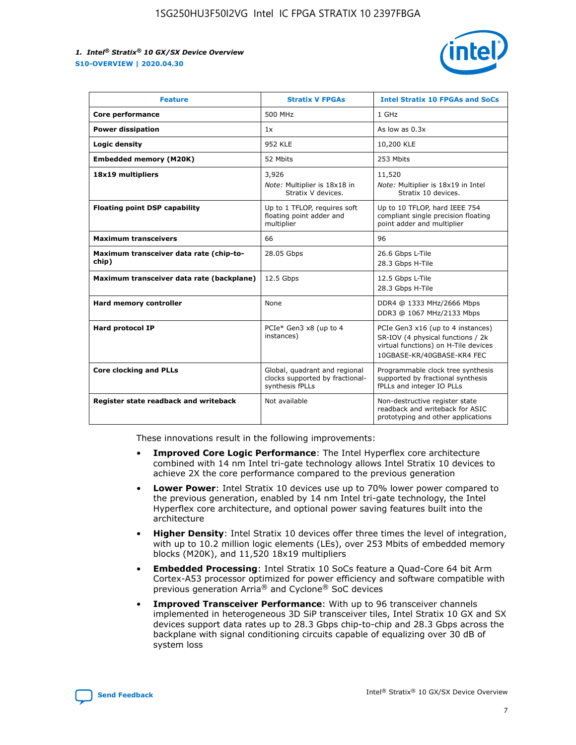| Feature | Stratix V FPGAs | Intel Stratix 10 FPGAs and SoCs |
| --- | --- | --- |
| **Core performance** | 500 MHz | 1 GHz |
| **Power dissipation** | 1x | As low as 0.3x |
| **Logic density** | 952 KLE | 10,200 KLE |
| **Embedded memory (M20K)** | 52 Mbits | 253 Mbits |
| **18x19 multipliers** | 3,926<br>*Note:* Multiplier is 18x18 in Stratix V devices. | 11,520<br>*Note:* Multiplier is 18x19 in Intel Stratix 10 devices. |
| **Floating point DSP capability** | Up to 1 TFLOP, requires soft floating point adder and multiplier | Up to 10 TFLOP, hard IEEE 754 compliant single precision floating point adder and multiplier |
| **Maximum transceivers** | 66 | 96 |
| **Maximum transceiver data rate (chip-to-chip)** | 28.05 Gbps | 26.6 Gbps L-Tile<br>28.3 Gbps H-Tile |
| **Maximum transceiver data rate (backplane)** | 12.5 Gbps | 12.5 Gbps L-Tile<br>28.3 Gbps H-Tile |
| **Hard memory controller** | None | DDR4 @ 1333 MHz/2666 Mbps<br>DDR3 @ 1067 MHz/2133 Mbps |
| **Hard protocol IP** | PCIe* Gen3 x8 (up to 4 instances) | PCIe Gen3 x16 (up to 4 instances)<br>SR-IOV (4 physical functions / 2k virtual functions) on H-Tile devices<br>10GBASE-KR/40GBASE-KR4 FEC |
| **Core clocking and PLLs** | Global, quadrant and regional clocks supported by fractional-synthesis fPLLs | Programmable clock tree synthesis supported by fractional synthesis fPLLs and integer IO PLLs |
| **Register state readback and writeback** | Not available | Non-destructive register state readback and writeback for ASIC prototyping and other applications |

These innovations result in the following improvements:

- **Improved Core Logic Performance**: The Intel Hyperflex core architecture combined with 14 nm Intel tri-gate technology allows Intel Stratix 10 devices to achieve 2X the core performance compared to the previous generation
- **Lower Power**: Intel Stratix 10 devices use up to 70% lower power compared to the previous generation, enabled by 14 nm Intel tri-gate technology, the Intel Hyperflex core architecture, and optional power saving features built into the architecture
- **Higher Density**: Intel Stratix 10 devices offer three times the level of integration, with up to 10.2 million logic elements (LEs), over 253 Mbits of embedded memory blocks (M20K), and 11,520 18x19 multipliers
- **Embedded Processing**: Intel Stratix 10 SoCs feature a Quad-Core 64 bit Arm Cortex-A53 processor optimized for power efficiency and software compatible with previous generation Arria® and Cyclone® SoC devices
- **Improved Transceiver Performance**: With up to 96 transceiver channels implemented in heterogeneous 3D SiP transceiver tiles, Intel Stratix 10 GX and SX devices support data rates up to 28.3 Gbps chip-to-chip and 28.3 Gbps across the backplane with signal conditioning circuits capable of equalizing over 30 dB of system loss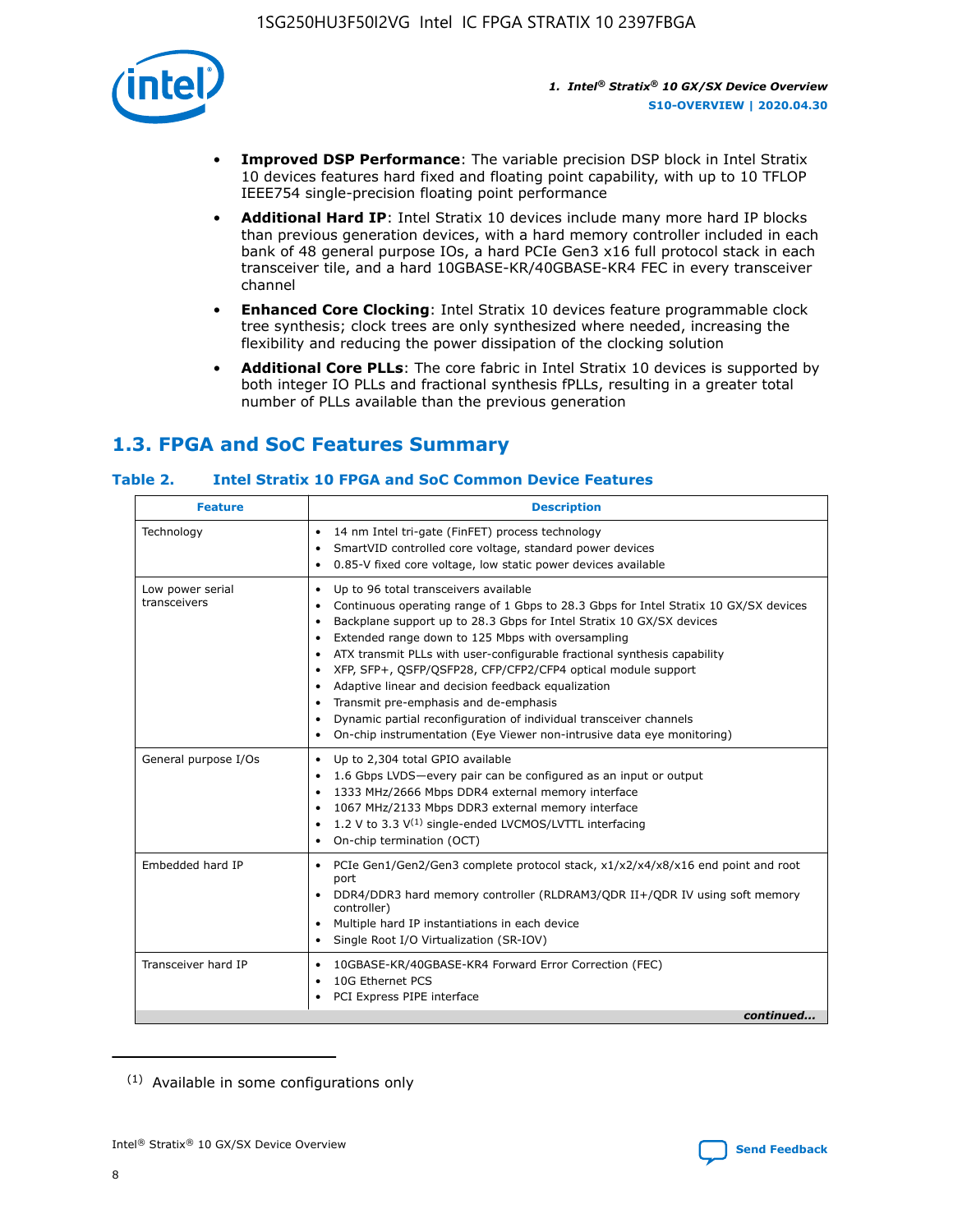- **Improved DSP Performance**: The variable precision DSP block in Intel Stratix 10 devices features hard fixed and floating point capability, with up to 10 TFLOP IEEE754 single-precision floating point performance
- **Additional Hard IP**: Intel Stratix 10 devices include many more hard IP blocks than previous generation devices, with a hard memory controller included in each bank of 48 general purpose IOs, a hard PCIe Gen3 x16 full protocol stack in each transceiver tile, and a hard 10GBASE-KR/40GBASE-KR4 FEC in every transceiver channel
- **Enhanced Core Clocking**: Intel Stratix 10 devices feature programmable clock tree synthesis; clock trees are only synthesized where needed, increasing the flexibility and reducing the power dissipation of the clocking solution
- **Additional Core PLLs**: The core fabric in Intel Stratix 10 devices is supported by both integer IO PLLs and fractional synthesis fPLLs, resulting in a greater total number of PLLs available than the previous generation

## 1.3. FPGA and SoC Features Summary

### Table 2. Intel Stratix 10 FPGA and SoC Common Device Features

| Feature | Description |
|---|---|
| Technology | • 14 nm Intel tri-gate (FinFET) process technology<br>• SmartVID controlled core voltage, standard power devices<br>• 0.85-V fixed core voltage, low static power devices available |
| Low power serial transceivers | • Up to 96 total transceivers available<br>• Continuous operating range of 1 Gbps to 28.3 Gbps for Intel Stratix 10 GX/SX devices<br>• Backplane support up to 28.3 Gbps for Intel Stratix 10 GX/SX devices<br>• Extended range down to 125 Mbps with oversampling<br>• ATX transmit PLLs with user-configurable fractional synthesis capability<br>• XFP, SFP+, QSFP/QSFP28, CFP/CFP2/CFP4 optical module support<br>• Adaptive linear and decision feedback equalization<br>• Transmit pre-emphasis and de-emphasis<br>• Dynamic partial reconfiguration of individual transceiver channels<br>• On-chip instrumentation (Eye Viewer non-intrusive data eye monitoring) |
| General purpose I/Os | • Up to 2,304 total GPIO available<br>• 1.6 Gbps LVDS—every pair can be configured as an input or output<br>• 1333 MHz/2666 Mbps DDR4 external memory interface<br>• 1067 MHz/2133 Mbps DDR3 external memory interface<br>• 1.2 V to 3.3 V[(1)] single-ended LVCMOS/LVTTL interfacing<br>• On-chip termination (OCT) |
| Embedded hard IP | • PCIe Gen1/Gen2/Gen3 complete protocol stack, x1/x2/x4/x8/x16 end point and root port<br>• DDR4/DDR3 hard memory controller (RLDRAM3/QDR II+/QDR IV using soft memory controller)<br>• Multiple hard IP instantiations in each device<br>• Single Root I/O Virtualization (SR-IOV) |
| Transceiver hard IP | • 10GBASE-KR/40GBASE-KR4 Forward Error Correction (FEC)<br>• 10G Ethernet PCS<br>• PCI Express PIPE interface |

*continued...*

(1) Available in some configurations only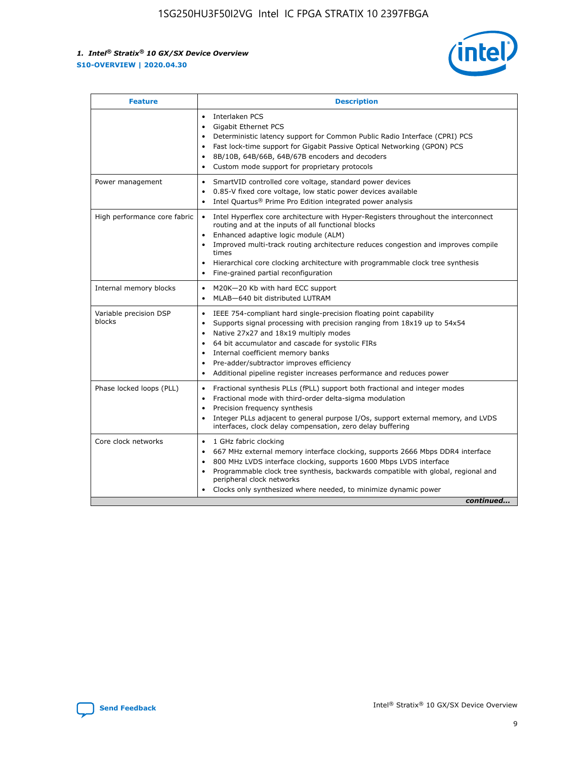| Feature | Description |
| --- | --- |
| | • Interlaken PCS<br>• Gigabit Ethernet PCS<br>• Deterministic latency support for Common Public Radio Interface (CPRI) PCS<br>• Fast lock-time support for Gigabit Passive Optical Networking (GPON) PCS<br>• 8B/10B, 64B/66B, 64B/67B encoders and decoders<br>• Custom mode support for proprietary protocols |
| Power management | • SmartVID controlled core voltage, standard power devices<br>• 0.85-V fixed core voltage, low static power devices available<br>• Intel Quartus® Prime Pro Edition integrated power analysis |
| High performance core fabric | • Intel Hyperflex core architecture with Hyper-Registers throughout the interconnect routing and at the inputs of all functional blocks<br>• Enhanced adaptive logic module (ALM)<br>• Improved multi-track routing architecture reduces congestion and improves compile times<br>• Hierarchical core clocking architecture with programmable clock tree synthesis<br>• Fine-grained partial reconfiguration |
| Internal memory blocks | • M20K—20 Kb with hard ECC support<br>• MLAB—640 bit distributed LUTRAM |
| Variable precision DSP blocks | • IEEE 754-compliant hard single-precision floating point capability<br>• Supports signal processing with precision ranging from 18x19 up to 54x54<br>• Native 27x27 and 18x19 multiply modes<br>• 64 bit accumulator and cascade for systolic FIRs<br>• Internal coefficient memory banks<br>• Pre-adder/subtractor improves efficiency<br>• Additional pipeline register increases performance and reduces power |
| Phase locked loops (PLL) | • Fractional synthesis PLLs (fPLL) support both fractional and integer modes<br>• Fractional mode with third-order delta-sigma modulation<br>• Precision frequency synthesis<br>• Integer PLLs adjacent to general purpose I/Os, support external memory, and LVDS interfaces, clock delay compensation, zero delay buffering |
| Core clock networks | • 1 GHz fabric clocking<br>• 667 MHz external memory interface clocking, supports 2666 Mbps DDR4 interface<br>• 800 MHz LVDS interface clocking, supports 1600 Mbps LVDS interface<br>• Programmable clock tree synthesis, backwards compatible with global, regional and peripheral clock networks<br>• Clocks only synthesized where needed, to minimize dynamic power |

*continued...*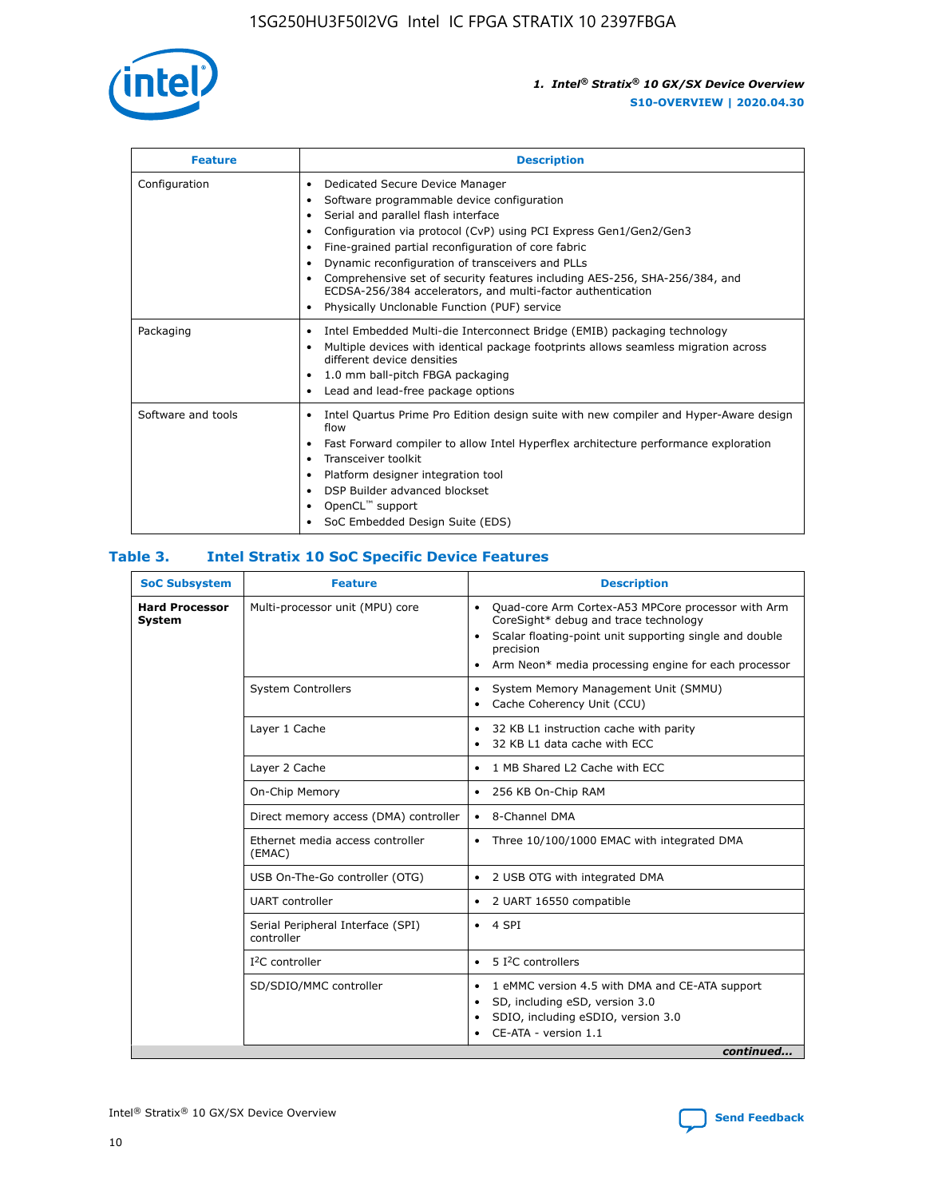| Feature | Description |
| --- | --- |
| Configuration | • Dedicated Secure Device Manager<br>• Software programmable device configuration<br>• Serial and parallel flash interface<br>• Configuration via protocol (CvP) using PCI Express Gen1/Gen2/Gen3<br>• Fine-grained partial reconfiguration of core fabric<br>• Dynamic reconfiguration of transceivers and PLLs<br>• Comprehensive set of security features including AES-256, SHA-256/384, and ECDSA-256/384 accelerators, and multi-factor authentication<br>• Physically Unclonable Function (PUF) service |
| Packaging | • Intel Embedded Multi-die Interconnect Bridge (EMIB) packaging technology<br>• Multiple devices with identical package footprints allows seamless migration across different device densities<br>• 1.0 mm ball-pitch FBGA packaging<br>• Lead and lead-free package options |
| Software and tools | • Intel Quartus Prime Pro Edition design suite with new compiler and Hyper-Aware design flow<br>• Fast Forward compiler to allow Intel Hyperflex architecture performance exploration<br>• Transceiver toolkit<br>• Platform designer integration tool<br>• DSP Builder advanced blockset<br>• OpenCL™ support<br>• SoC Embedded Design Suite (EDS) |

## Table 3. Intel Stratix 10 SoC Specific Device Features

| SoC Subsystem | Feature | Description |
| --- | --- | --- |
| **Hard Processor System** | Multi-processor unit (MPU) core | • Quad-core Arm Cortex-A53 MPCore processor with Arm CoreSight* debug and trace technology<br>• Scalar floating-point unit supporting single and double precision<br>• Arm Neon* media processing engine for each processor |
| | System Controllers | • System Memory Management Unit (SMMU)<br>• Cache Coherency Unit (CCU) |
| | Layer 1 Cache | • 32 KB L1 instruction cache with parity<br>• 32 KB L1 data cache with ECC |
| | Layer 2 Cache | • 1 MB Shared L2 Cache with ECC |
| | On-Chip Memory | • 256 KB On-Chip RAM |
| | Direct memory access (DMA) controller | • 8-Channel DMA |
| | Ethernet media access controller (EMAC) | • Three 10/100/1000 EMAC with integrated DMA |
| | USB On-The-Go controller (OTG) | • 2 USB OTG with integrated DMA |
| | UART controller | • 2 UART 16550 compatible |
| | Serial Peripheral Interface (SPI) controller | • 4 SPI |
| | I²C controller | • 5 I²C controllers |
| | SD/SDIO/MMC controller | • 1 eMMC version 4.5 with DMA and CE-ATA support<br>• SD, including eSD, version 3.0<br>• SDIO, including eSDIO, version 3.0<br>• CE-ATA - version 1.1 |

*continued...*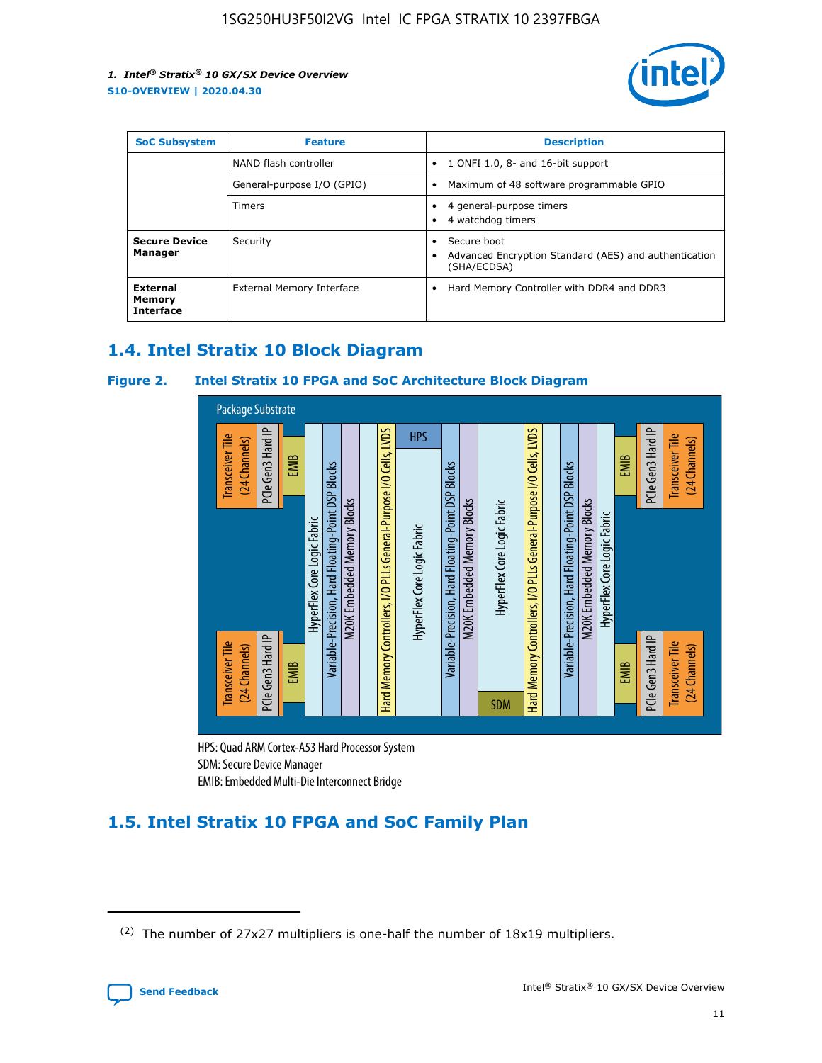| SoC Subsystem | Feature | Description |
| --- | --- | --- |
| | NAND flash controller | • 1 ONFI 1.0, 8- and 16-bit support |
| | General-purpose I/O (GPIO) | • Maximum of 48 software programmable GPIO |
| | Timers | • 4 general-purpose timers<br>• 4 watchdog timers |
| **Secure Device Manager** | Security | • Secure boot<br>• Advanced Encryption Standard (AES) and authentication (SHA/ECDSA) |
| **External Memory Interface** | External Memory Interface | • Hard Memory Controller with DDR4 and DDR3 |

## 1.4. Intel Stratix 10 Block Diagram

**Figure 2. Intel Stratix 10 FPGA and SoC Architecture Block Diagram**

Package Substrate

Transceiver Tile (24 Channels) | PCIe Gen3 Hard IP | EMIB | HyperFlex Core Logic Fabric | Variable-Precision, Hard Floating-Point DSP Blocks | M20K Embedded Memory Blocks | Hard Memory Controllers, I/O PLLs General-Purpose I/O Cells, LVDS | HPS | HyperFlex Core Logic Fabric | SDM | EMIB | PCIe Gen3 Hard IP | Transceiver Tile (24 Channels)

HPS: Quad ARM Cortex-A53 Hard Processor System
SDM: Secure Device Manager
EMIB: Embedded Multi-Die Interconnect Bridge

## 1.5. Intel Stratix 10 FPGA and SoC Family Plan

(2) The number of 27x27 multipliers is one-half the number of 18x19 multipliers.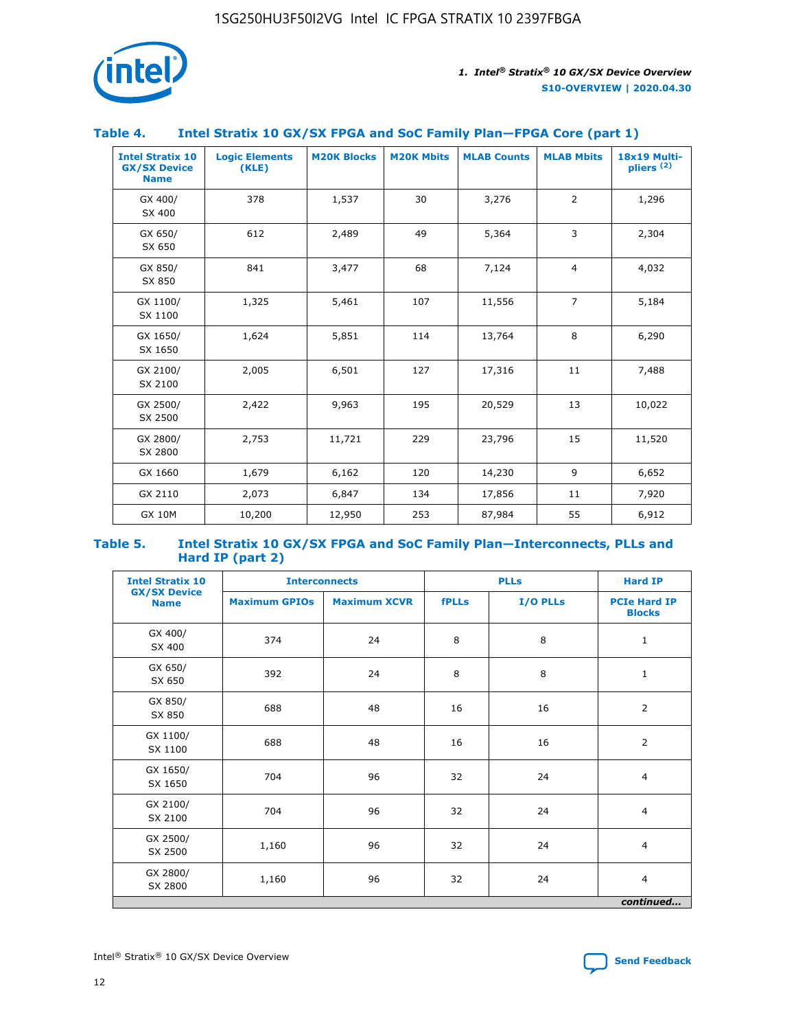## Table 4. Intel Stratix 10 GX/SX FPGA and SoC Family Plan—FPGA Core (part 1)

| Intel Stratix 10 GX/SX Device Name | Logic Elements (KLE) | M20K Blocks | M20K Mbits | MLAB Counts | MLAB Mbits | 18x19 Multi-pliers [(2)] |
|---|---|---|---|---|---|---|
| GX 400/ SX 400 | 378 | 1,537 | 30 | 3,276 | 2 | 1,296 |
| GX 650/ SX 650 | 612 | 2,489 | 49 | 5,364 | 3 | 2,304 |
| GX 850/ SX 850 | 841 | 3,477 | 68 | 7,124 | 4 | 4,032 |
| GX 1100/ SX 1100 | 1,325 | 5,461 | 107 | 11,556 | 7 | 5,184 |
| GX 1650/ SX 1650 | 1,624 | 5,851 | 114 | 13,764 | 8 | 6,290 |
| GX 2100/ SX 2100 | 2,005 | 6,501 | 127 | 17,316 | 11 | 7,488 |
| GX 2500/ SX 2500 | 2,422 | 9,963 | 195 | 20,529 | 13 | 10,022 |
| GX 2800/ SX 2800 | 2,753 | 11,721 | 229 | 23,796 | 15 | 11,520 |
| GX 1660 | 1,679 | 6,162 | 120 | 14,230 | 9 | 6,652 |
| GX 2110 | 2,073 | 6,847 | 134 | 17,856 | 11 | 7,920 |
| GX 10M | 10,200 | 12,950 | 253 | 87,984 | 55 | 6,912 |

## Table 5. Intel Stratix 10 GX/SX FPGA and SoC Family Plan—Interconnects, PLLs and Hard IP (part 2)

| Intel Stratix 10 GX/SX Device Name | Interconnects | | PLLs | | Hard IP |
|---|---|---|---|---|---|
| | Maximum GPIOs | Maximum XCVR | fPLLs | I/O PLLs | PCIe Hard IP Blocks |
| GX 400/ SX 400 | 374 | 24 | 8 | 8 | 1 |
| GX 650/ SX 650 | 392 | 24 | 8 | 8 | 1 |
| GX 850/ SX 850 | 688 | 48 | 16 | 16 | 2 |
| GX 1100/ SX 1100 | 688 | 48 | 16 | 16 | 2 |
| GX 1650/ SX 1650 | 704 | 96 | 32 | 24 | 4 |
| GX 2100/ SX 2100 | 704 | 96 | 32 | 24 | 4 |
| GX 2500/ SX 2500 | 1,160 | 96 | 32 | 24 | 4 |
| GX 2800/ SX 2800 | 1,160 | 96 | 32 | 24 | 4 |

*continued...*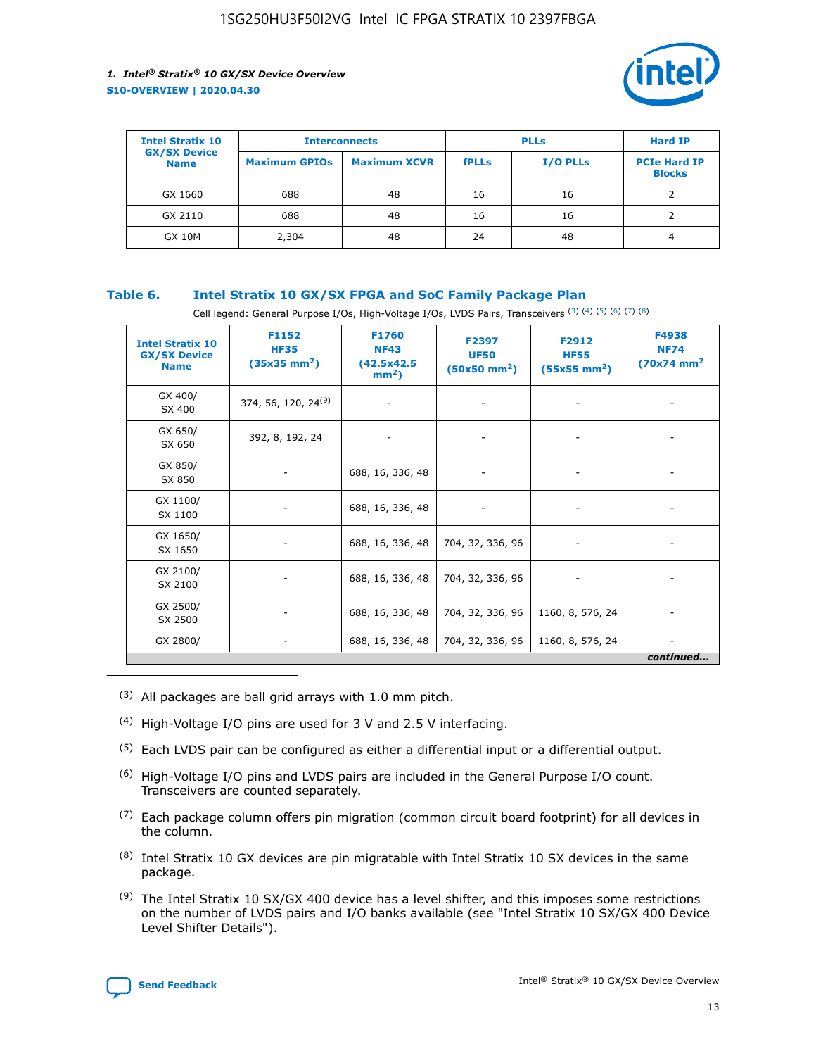| Intel Stratix 10 GX/SX Device Name | Interconnects | | PLLs | | Hard IP |
|---|---|---|---|---|---|
| | Maximum GPIOs | Maximum XCVR | fPLLs | I/O PLLs | PCIe Hard IP Blocks |
| GX 1660 | 688 | 48 | 16 | 16 | 2 |
| GX 2110 | 688 | 48 | 16 | 16 | 2 |
| GX 10M | 2,304 | 48 | 24 | 48 | 4 |

## Table 6. Intel Stratix 10 GX/SX FPGA and SoC Family Package Plan

Cell legend: General Purpose I/Os, High-Voltage I/Os, LVDS Pairs, Transceivers [(3)] [(4)] [(5)] [(6)] [(7)] [(8)]

| Intel Stratix 10 GX/SX Device Name | F1152 HF35 (35x35 mm²) | F1760 NF43 (42.5x42.5 mm²) | F2397 UF50 (50x50 mm²) | F2912 HF55 (55x55 mm²) | F4938 NF74 (70x74 mm²) |
|---|---|---|---|---|---|
| GX 400/ SX 400 | 374, 56, 120, 24[(9)] | - | - | - | - |
| GX 650/ SX 650 | 392, 8, 192, 24 | - | - | - | - |
| GX 850/ SX 850 | - | 688, 16, 336, 48 | - | - | - |
| GX 1100/ SX 1100 | - | 688, 16, 336, 48 | - | - | - |
| GX 1650/ SX 1650 | - | 688, 16, 336, 48 | 704, 32, 336, 96 | - | - |
| GX 2100/ SX 2100 | - | 688, 16, 336, 48 | 704, 32, 336, 96 | - | - |
| GX 2500/ SX 2500 | - | 688, 16, 336, 48 | 704, 32, 336, 96 | 1160, 8, 576, 24 | - |
| GX 2800/ | - | 688, 16, 336, 48 | 704, 32, 336, 96 | 1160, 8, 576, 24 | - |

*continued...*

(3) All packages are ball grid arrays with 1.0 mm pitch.

(4) High-Voltage I/O pins are used for 3 V and 2.5 V interfacing.

(5) Each LVDS pair can be configured as either a differential input or a differential output.

(6) High-Voltage I/O pins and LVDS pairs are included in the General Purpose I/O count. Transceivers are counted separately.

(7) Each package column offers pin migration (common circuit board footprint) for all devices in the column.

(8) Intel Stratix 10 GX devices are pin migratable with Intel Stratix 10 SX devices in the same package.

(9) The Intel Stratix 10 SX/GX 400 device has a level shifter, and this imposes some restrictions on the number of LVDS pairs and I/O banks available (see "Intel Stratix 10 SX/GX 400 Device Level Shifter Details").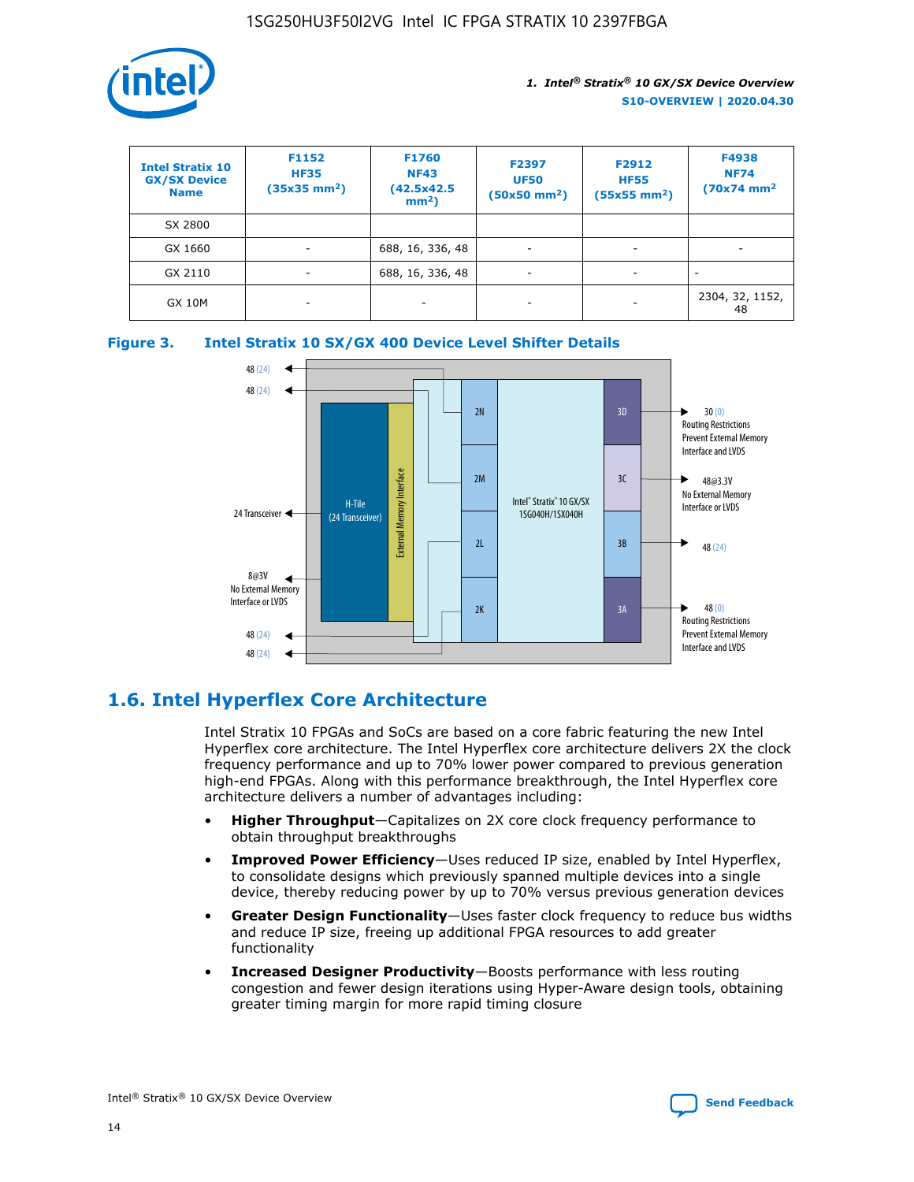| Intel Stratix 10 GX/SX Device Name | F1152 HF35 (35x35 mm²) | F1760 NF43 (42.5x42.5 mm²) | F2397 UF50 (50x50 mm²) | F2912 HF55 (55x55 mm²) | F4938 NF74 (70x74 mm² |
|---|---|---|---|---|---|
| SX 2800 | | | | | |
| GX 1660 | - | 688, 16, 336, 48 | - | - | - |
| GX 2110 | - | 688, 16, 336, 48 | - | - | - |
| GX 10M | - | - | - | - | 2304, 32, 1152, 48 |

**Figure 3. Intel Stratix 10 SX/GX 400 Device Level Shifter Details**

## 1.6. Intel Hyperflex Core Architecture

Intel Stratix 10 FPGAs and SoCs are based on a core fabric featuring the new Intel Hyperflex core architecture. The Intel Hyperflex core architecture delivers 2X the clock frequency performance and up to 70% lower power compared to previous generation high-end FPGAs. Along with this performance breakthrough, the Intel Hyperflex core architecture delivers a number of advantages including:

- **Higher Throughput**—Capitalizes on 2X core clock frequency performance to obtain throughput breakthroughs
- **Improved Power Efficiency**—Uses reduced IP size, enabled by Intel Hyperflex, to consolidate designs which previously spanned multiple devices into a single device, thereby reducing power by up to 70% versus previous generation devices
- **Greater Design Functionality**—Uses faster clock frequency to reduce bus widths and reduce IP size, freeing up additional FPGA resources to add greater functionality
- **Increased Designer Productivity**—Boosts performance with less routing congestion and fewer design iterations using Hyper-Aware design tools, obtaining greater timing margin for more rapid timing closure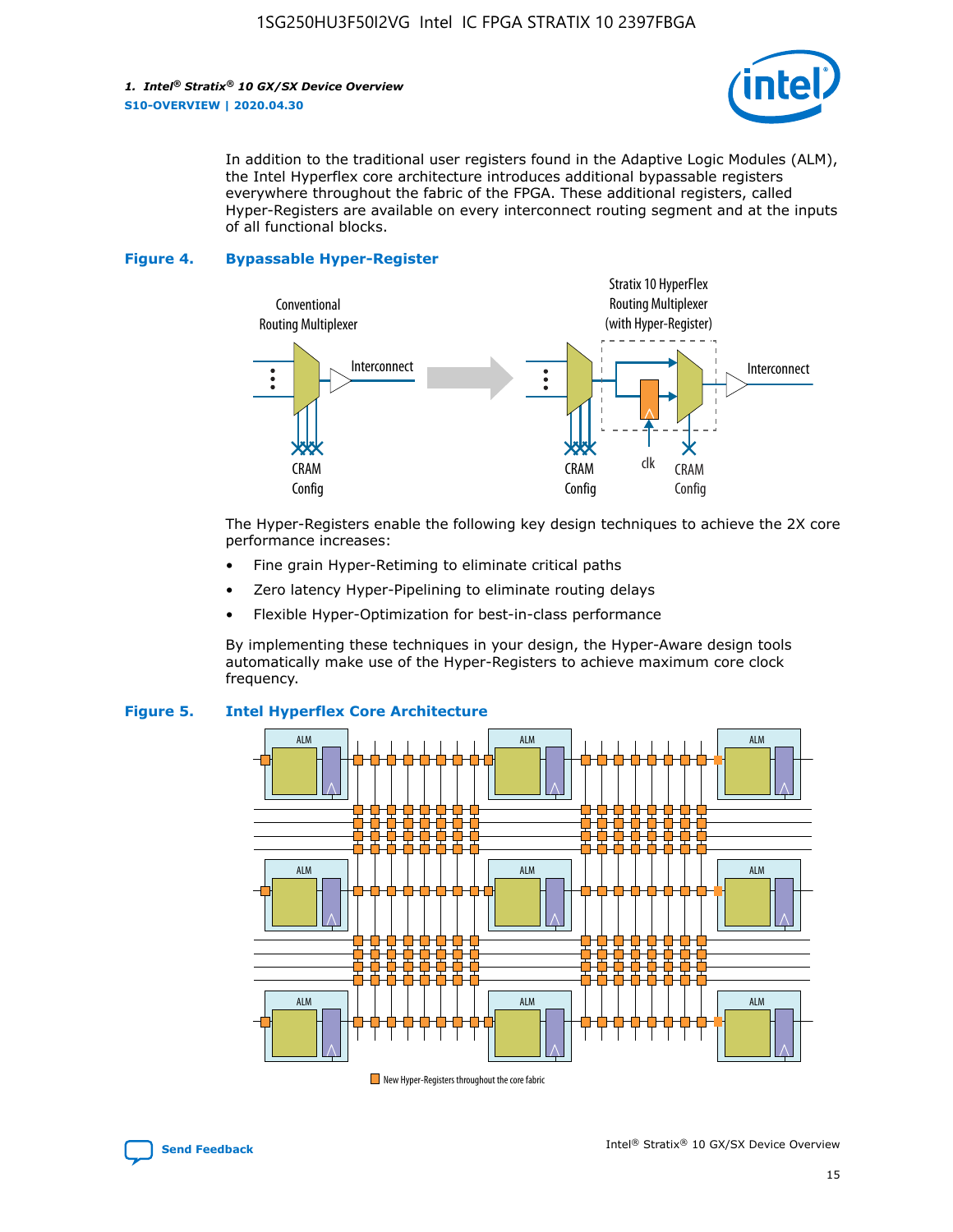In addition to the traditional user registers found in the Adaptive Logic Modules (ALM), the Intel Hyperflex core architecture introduces additional bypassable registers everywhere throughout the fabric of the FPGA. These additional registers, called Hyper-Registers are available on every interconnect routing segment and at the inputs of all functional blocks.

**Figure 4. Bypassable Hyper-Register**

The Hyper-Registers enable the following key design techniques to achieve the 2X core performance increases:

- Fine grain Hyper-Retiming to eliminate critical paths
- Zero latency Hyper-Pipelining to eliminate routing delays
- Flexible Hyper-Optimization for best-in-class performance

By implementing these techniques in your design, the Hyper-Aware design tools automatically make use of the Hyper-Registers to achieve maximum core clock frequency.

**Figure 5. Intel Hyperflex Core Architecture**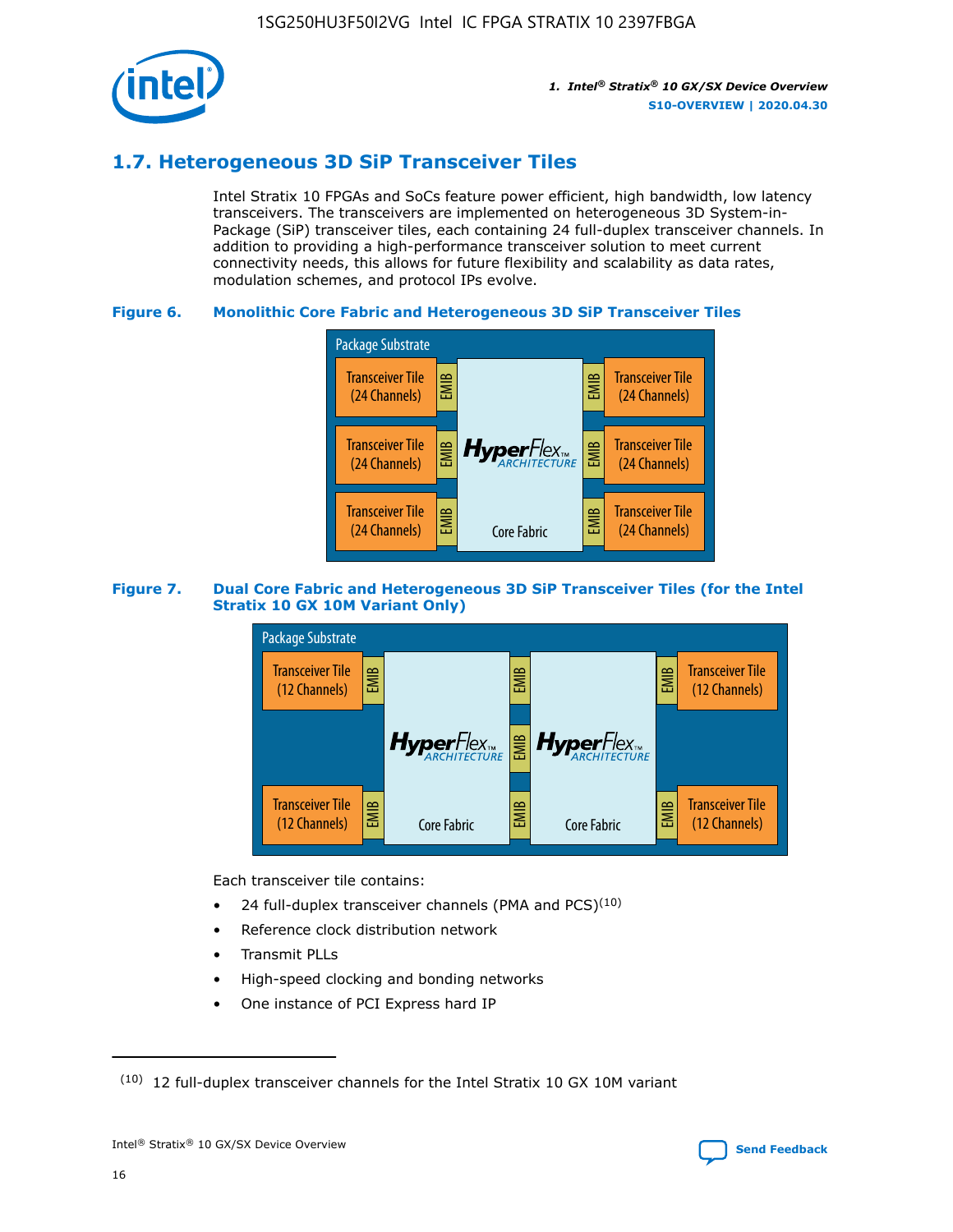## 1.7. Heterogeneous 3D SiP Transceiver Tiles

Intel Stratix 10 FPGAs and SoCs feature power efficient, high bandwidth, low latency transceivers. The transceivers are implemented on heterogeneous 3D System-in-Package (SiP) transceiver tiles, each containing 24 full-duplex transceiver channels. In addition to providing a high-performance transceiver solution to meet current connectivity needs, this allows for future flexibility and scalability as data rates, modulation schemes, and protocol IPs evolve.

**Figure 6. Monolithic Core Fabric and Heterogeneous 3D SiP Transceiver Tiles**

Package Substrate

Transceiver Tile (24 Channels) | EMIB | HyperFlex ARCHITECTURE Core Fabric | EMIB | Transceiver Tile (24 Channels)

Transceiver Tile (24 Channels) | EMIB | | EMIB | Transceiver Tile (24 Channels)

Transceiver Tile (24 Channels) | EMIB | | EMIB | Transceiver Tile (24 Channels)

**Figure 7. Dual Core Fabric and Heterogeneous 3D SiP Transceiver Tiles (for the Intel Stratix 10 GX 10M Variant Only)**

Package Substrate

Transceiver Tile (12 Channels) | EMIB | HyperFlex ARCHITECTURE Core Fabric | EMIB EMIB EMIB | HyperFlex ARCHITECTURE Core Fabric | EMIB | Transceiver Tile (12 Channels)

Transceiver Tile (12 Channels) | EMIB | | | | EMIB | Transceiver Tile (12 Channels)

Each transceiver tile contains:

- 24 full-duplex transceiver channels (PMA and PCS)[10]
- Reference clock distribution network
- Transmit PLLs
- High-speed clocking and bonding networks
- One instance of PCI Express hard IP

(10) 12 full-duplex transceiver channels for the Intel Stratix 10 GX 10M variant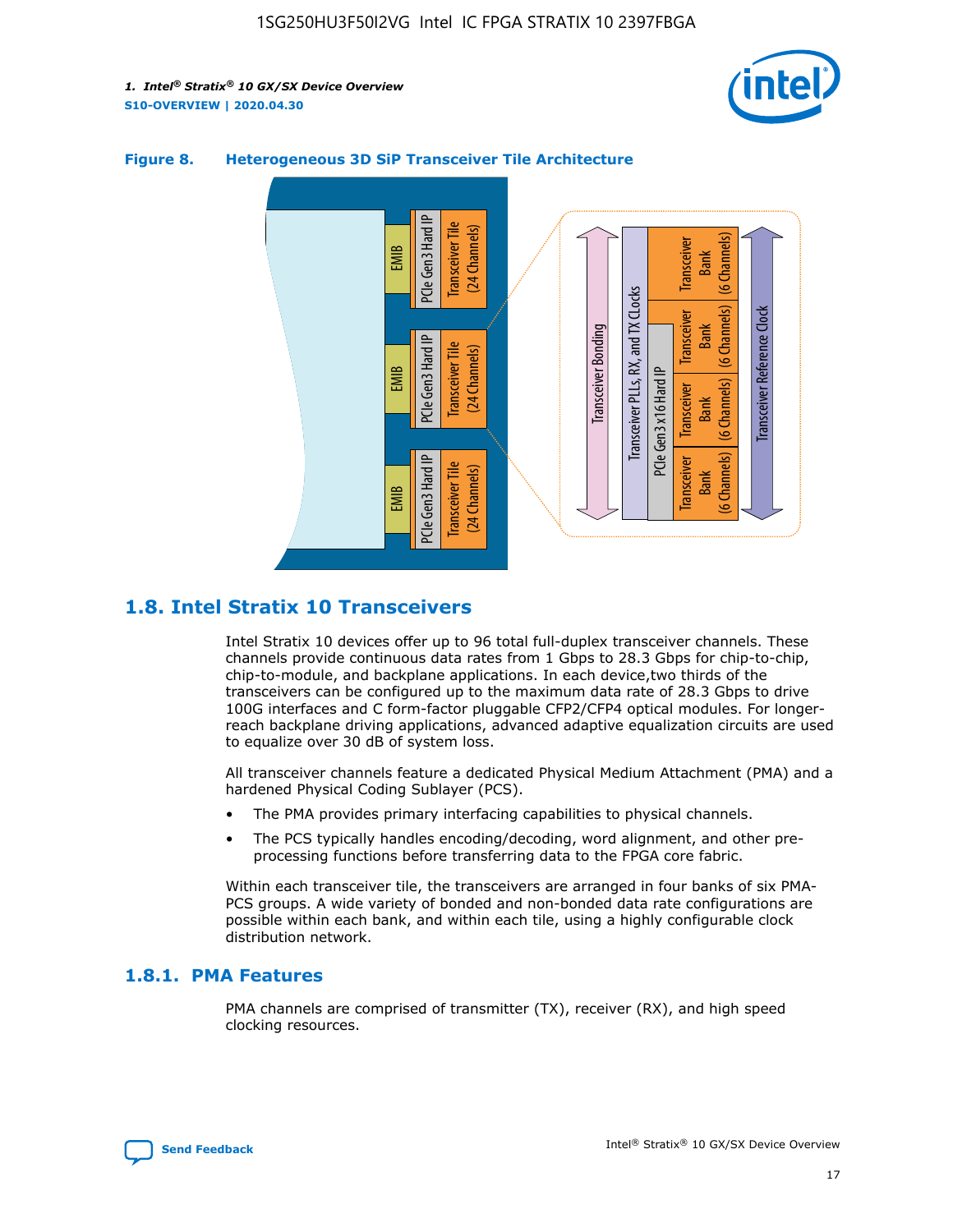**Figure 8. Heterogeneous 3D SiP Transceiver Tile Architecture**

## 1.8. Intel Stratix 10 Transceivers

Intel Stratix 10 devices offer up to 96 total full-duplex transceiver channels. These channels provide continuous data rates from 1 Gbps to 28.3 Gbps for chip-to-chip, chip-to-module, and backplane applications. In each device,two thirds of the transceivers can be configured up to the maximum data rate of 28.3 Gbps to drive 100G interfaces and C form-factor pluggable CFP2/CFP4 optical modules. For longer-reach backplane driving applications, advanced adaptive equalization circuits are used to equalize over 30 dB of system loss.

All transceiver channels feature a dedicated Physical Medium Attachment (PMA) and a hardened Physical Coding Sublayer (PCS).

- The PMA provides primary interfacing capabilities to physical channels.
- The PCS typically handles encoding/decoding, word alignment, and other pre-processing functions before transferring data to the FPGA core fabric.

Within each transceiver tile, the transceivers are arranged in four banks of six PMA-PCS groups. A wide variety of bonded and non-bonded data rate configurations are possible within each bank, and within each tile, using a highly configurable clock distribution network.

### 1.8.1. PMA Features

PMA channels are comprised of transmitter (TX), receiver (RX), and high speed clocking resources.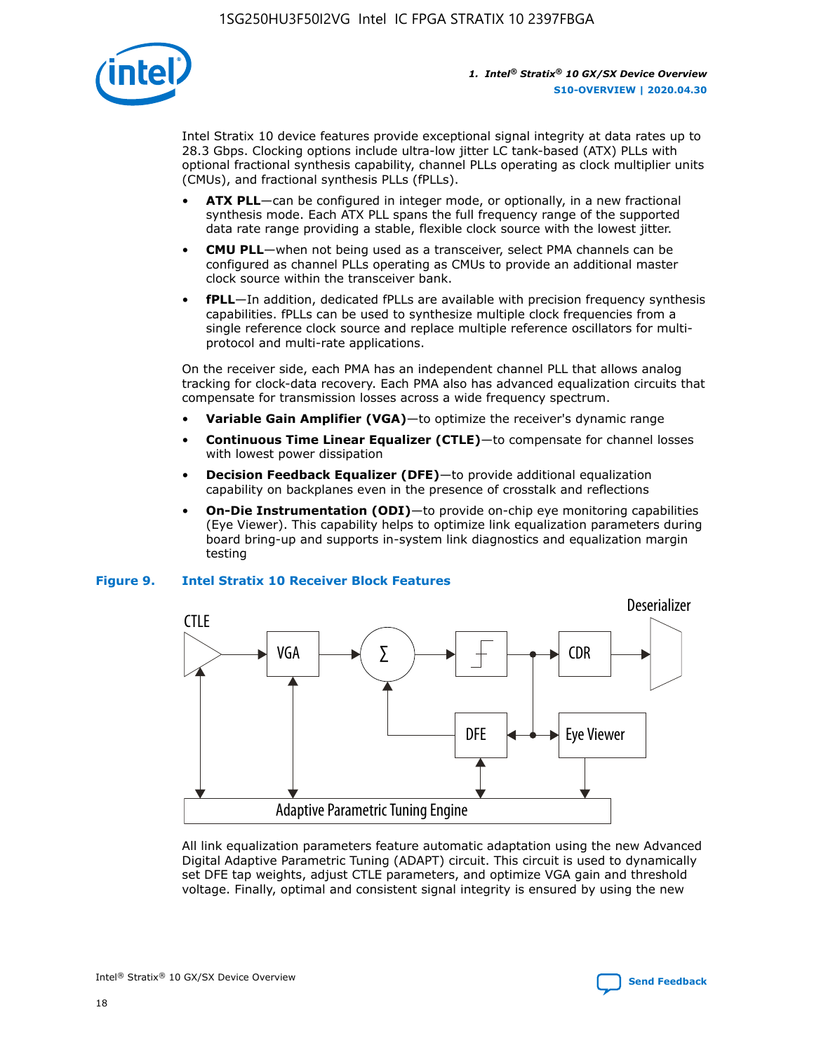Intel Stratix 10 device features provide exceptional signal integrity at data rates up to 28.3 Gbps. Clocking options include ultra-low jitter LC tank-based (ATX) PLLs with optional fractional synthesis capability, channel PLLs operating as clock multiplier units (CMUs), and fractional synthesis PLLs (fPLLs).

- **ATX PLL**—can be configured in integer mode, or optionally, in a new fractional synthesis mode. Each ATX PLL spans the full frequency range of the supported data rate range providing a stable, flexible clock source with the lowest jitter.
- **CMU PLL**—when not being used as a transceiver, select PMA channels can be configured as channel PLLs operating as CMUs to provide an additional master clock source within the transceiver bank.
- **fPLL**—In addition, dedicated fPLLs are available with precision frequency synthesis capabilities. fPLLs can be used to synthesize multiple clock frequencies from a single reference clock source and replace multiple reference oscillators for multi-protocol and multi-rate applications.

On the receiver side, each PMA has an independent channel PLL that allows analog tracking for clock-data recovery. Each PMA also has advanced equalization circuits that compensate for transmission losses across a wide frequency spectrum.

- **Variable Gain Amplifier (VGA)**—to optimize the receiver's dynamic range
- **Continuous Time Linear Equalizer (CTLE)**—to compensate for channel losses with lowest power dissipation
- **Decision Feedback Equalizer (DFE)**—to provide additional equalization capability on backplanes even in the presence of crosstalk and reflections
- **On-Die Instrumentation (ODI)**—to provide on-chip eye monitoring capabilities (Eye Viewer). This capability helps to optimize link equalization parameters during board bring-up and supports in-system link diagnostics and equalization margin testing

**Figure 9. Intel Stratix 10 Receiver Block Features**

All link equalization parameters feature automatic adaptation using the new Advanced Digital Adaptive Parametric Tuning (ADAPT) circuit. This circuit is used to dynamically set DFE tap weights, adjust CTLE parameters, and optimize VGA gain and threshold voltage. Finally, optimal and consistent signal integrity is ensured by using the new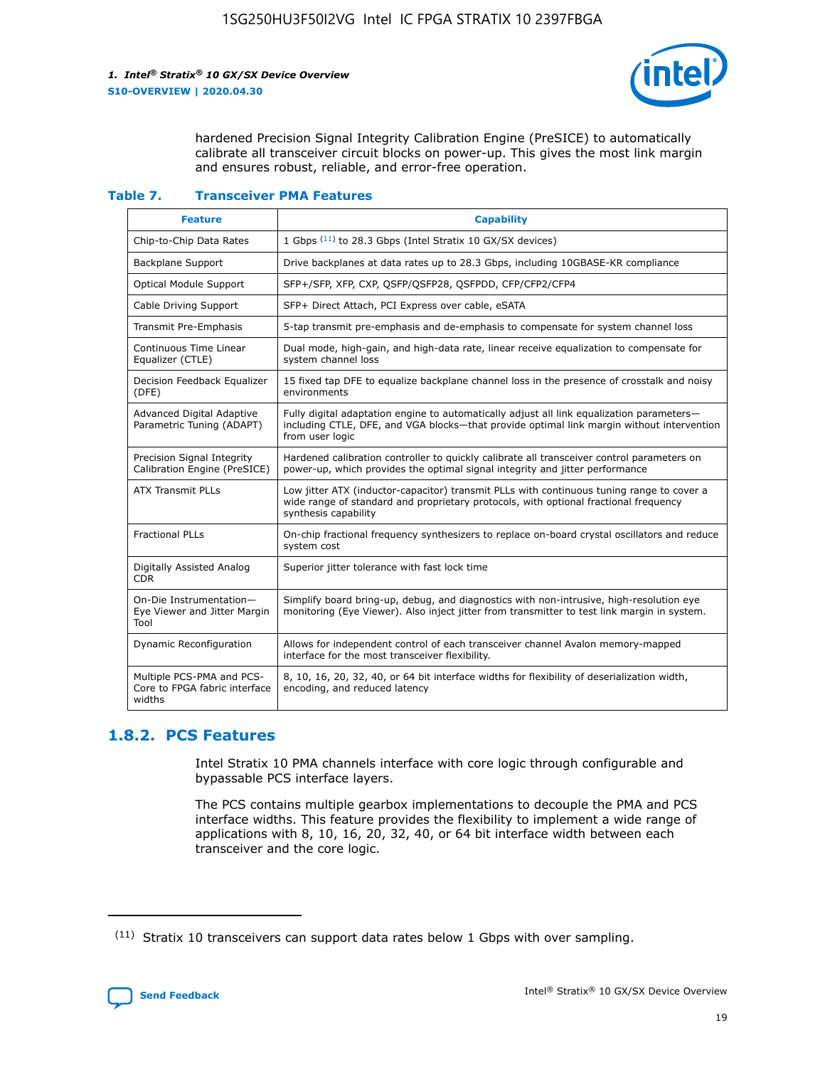hardened Precision Signal Integrity Calibration Engine (PreSICE) to automatically calibrate all transceiver circuit blocks on power-up. This gives the most link margin and ensures robust, reliable, and error-free operation.

**Table 7. Transceiver PMA Features**

| Feature | Capability |
| --- | --- |
| Chip-to-Chip Data Rates | 1 Gbps [11] to 28.3 Gbps (Intel Stratix 10 GX/SX devices) |
| Backplane Support | Drive backplanes at data rates up to 28.3 Gbps, including 10GBASE-KR compliance |
| Optical Module Support | SFP+/SFP, XFP, CXP, QSFP/QSFP28, QSFPDD, CFP/CFP2/CFP4 |
| Cable Driving Support | SFP+ Direct Attach, PCI Express over cable, eSATA |
| Transmit Pre-Emphasis | 5-tap transmit pre-emphasis and de-emphasis to compensate for system channel loss |
| Continuous Time Linear Equalizer (CTLE) | Dual mode, high-gain, and high-data rate, linear receive equalization to compensate for system channel loss |
| Decision Feedback Equalizer (DFE) | 15 fixed tap DFE to equalize backplane channel loss in the presence of crosstalk and noisy environments |
| Advanced Digital Adaptive Parametric Tuning (ADAPT) | Fully digital adaptation engine to automatically adjust all link equalization parameters—including CTLE, DFE, and VGA blocks—that provide optimal link margin without intervention from user logic |
| Precision Signal Integrity Calibration Engine (PreSICE) | Hardened calibration controller to quickly calibrate all transceiver control parameters on power-up, which provides the optimal signal integrity and jitter performance |
| ATX Transmit PLLs | Low jitter ATX (inductor-capacitor) transmit PLLs with continuous tuning range to cover a wide range of standard and proprietary protocols, with optional fractional frequency synthesis capability |
| Fractional PLLs | On-chip fractional frequency synthesizers to replace on-board crystal oscillators and reduce system cost |
| Digitally Assisted Analog CDR | Superior jitter tolerance with fast lock time |
| On-Die Instrumentation—Eye Viewer and Jitter Margin Tool | Simplify board bring-up, debug, and diagnostics with non-intrusive, high-resolution eye monitoring (Eye Viewer). Also inject jitter from transmitter to test link margin in system. |
| Dynamic Reconfiguration | Allows for independent control of each transceiver channel Avalon memory-mapped interface for the most transceiver flexibility. |
| Multiple PCS-PMA and PCS-Core to FPGA fabric interface widths | 8, 10, 16, 20, 32, 40, or 64 bit interface widths for flexibility of deserialization width, encoding, and reduced latency |

## 1.8.2. PCS Features

Intel Stratix 10 PMA channels interface with core logic through configurable and bypassable PCS interface layers.

The PCS contains multiple gearbox implementations to decouple the PMA and PCS interface widths. This feature provides the flexibility to implement a wide range of applications with 8, 10, 16, 20, 32, 40, or 64 bit interface width between each transceiver and the core logic.

[11] Stratix 10 transceivers can support data rates below 1 Gbps with over sampling.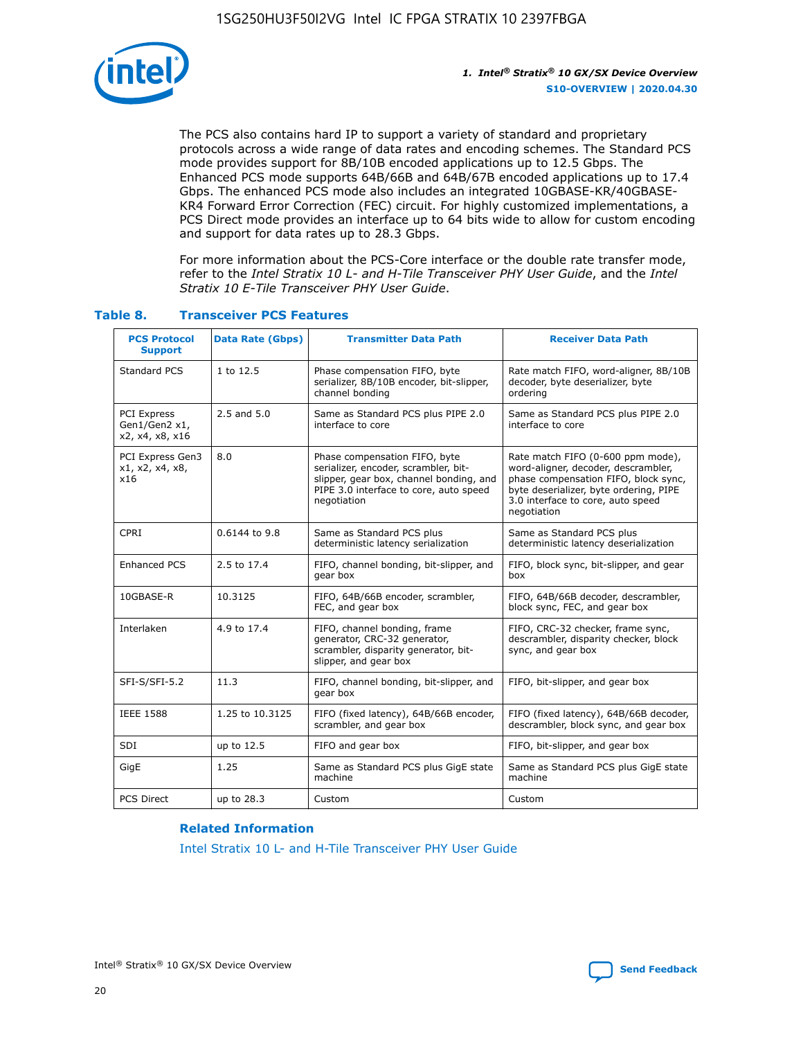The PCS also contains hard IP to support a variety of standard and proprietary protocols across a wide range of data rates and encoding schemes. The Standard PCS mode provides support for 8B/10B encoded applications up to 12.5 Gbps. The Enhanced PCS mode supports 64B/66B and 64B/67B encoded applications up to 17.4 Gbps. The enhanced PCS mode also includes an integrated 10GBASE-KR/40GBASE-KR4 Forward Error Correction (FEC) circuit. For highly customized implementations, a PCS Direct mode provides an interface up to 64 bits wide to allow for custom encoding and support for data rates up to 28.3 Gbps.

For more information about the PCS-Core interface or the double rate transfer mode, refer to the *Intel Stratix 10 L- and H-Tile Transceiver PHY User Guide*, and the *Intel Stratix 10 E-Tile Transceiver PHY User Guide*.

### Table 8. Transceiver PCS Features

| PCS Protocol Support | Data Rate (Gbps) | Transmitter Data Path | Receiver Data Path |
|---|---|---|---|
| Standard PCS | 1 to 12.5 | Phase compensation FIFO, byte serializer, 8B/10B encoder, bit-slipper, channel bonding | Rate match FIFO, word-aligner, 8B/10B decoder, byte deserializer, byte ordering |
| PCI Express Gen1/Gen2 x1, x2, x4, x8, x16 | 2.5 and 5.0 | Same as Standard PCS plus PIPE 2.0 interface to core | Same as Standard PCS plus PIPE 2.0 interface to core |
| PCI Express Gen3 x1, x2, x4, x8, x16 | 8.0 | Phase compensation FIFO, byte serializer, encoder, scrambler, bit-slipper, gear box, channel bonding, and PIPE 3.0 interface to core, auto speed negotiation | Rate match FIFO (0-600 ppm mode), word-aligner, decoder, descrambler, phase compensation FIFO, block sync, byte deserializer, byte ordering, PIPE 3.0 interface to core, auto speed negotiation |
| CPRI | 0.6144 to 9.8 | Same as Standard PCS plus deterministic latency serialization | Same as Standard PCS plus deterministic latency deserialization |
| Enhanced PCS | 2.5 to 17.4 | FIFO, channel bonding, bit-slipper, and gear box | FIFO, block sync, bit-slipper, and gear box |
| 10GBASE-R | 10.3125 | FIFO, 64B/66B encoder, scrambler, FEC, and gear box | FIFO, 64B/66B decoder, descrambler, block sync, FEC, and gear box |
| Interlaken | 4.9 to 17.4 | FIFO, channel bonding, frame generator, CRC-32 generator, scrambler, disparity generator, bit-slipper, and gear box | FIFO, CRC-32 checker, frame sync, descrambler, disparity checker, block sync, and gear box |
| SFI-S/SFI-5.2 | 11.3 | FIFO, channel bonding, bit-slipper, and gear box | FIFO, bit-slipper, and gear box |
| IEEE 1588 | 1.25 to 10.3125 | FIFO (fixed latency), 64B/66B encoder, scrambler, and gear box | FIFO (fixed latency), 64B/66B decoder, descrambler, block sync, and gear box |
| SDI | up to 12.5 | FIFO and gear box | FIFO, bit-slipper, and gear box |
| GigE | 1.25 | Same as Standard PCS plus GigE state machine | Same as Standard PCS plus GigE state machine |
| PCS Direct | up to 28.3 | Custom | Custom |

**Related Information**

Intel Stratix 10 L- and H-Tile Transceiver PHY User Guide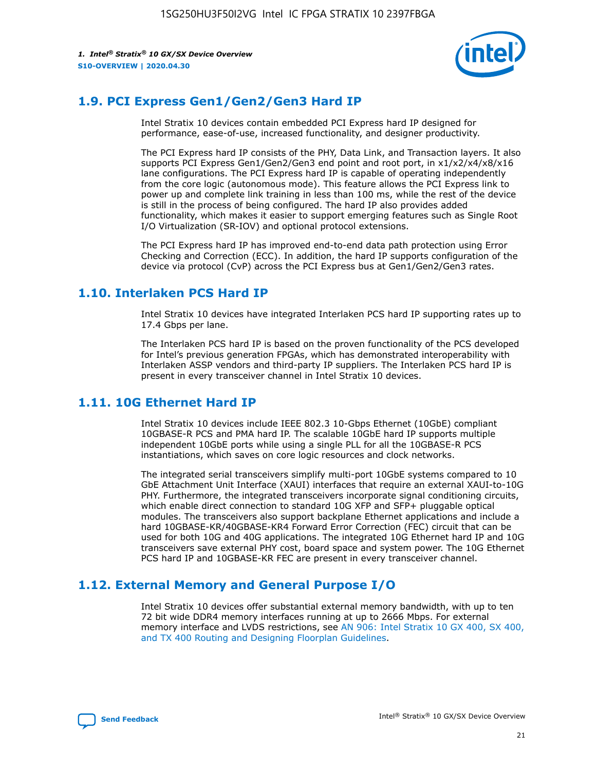## 1.9. PCI Express Gen1/Gen2/Gen3 Hard IP

Intel Stratix 10 devices contain embedded PCI Express hard IP designed for performance, ease-of-use, increased functionality, and designer productivity.

The PCI Express hard IP consists of the PHY, Data Link, and Transaction layers. It also supports PCI Express Gen1/Gen2/Gen3 end point and root port, in x1/x2/x4/x8/x16 lane configurations. The PCI Express hard IP is capable of operating independently from the core logic (autonomous mode). This feature allows the PCI Express link to power up and complete link training in less than 100 ms, while the rest of the device is still in the process of being configured. The hard IP also provides added functionality, which makes it easier to support emerging features such as Single Root I/O Virtualization (SR-IOV) and optional protocol extensions.

The PCI Express hard IP has improved end-to-end data path protection using Error Checking and Correction (ECC). In addition, the hard IP supports configuration of the device via protocol (CvP) across the PCI Express bus at Gen1/Gen2/Gen3 rates.

## 1.10. Interlaken PCS Hard IP

Intel Stratix 10 devices have integrated Interlaken PCS hard IP supporting rates up to 17.4 Gbps per lane.

The Interlaken PCS hard IP is based on the proven functionality of the PCS developed for Intel's previous generation FPGAs, which has demonstrated interoperability with Interlaken ASSP vendors and third-party IP suppliers. The Interlaken PCS hard IP is present in every transceiver channel in Intel Stratix 10 devices.

## 1.11. 10G Ethernet Hard IP

Intel Stratix 10 devices include IEEE 802.3 10-Gbps Ethernet (10GbE) compliant 10GBASE-R PCS and PMA hard IP. The scalable 10GbE hard IP supports multiple independent 10GbE ports while using a single PLL for all the 10GBASE-R PCS instantiations, which saves on core logic resources and clock networks.

The integrated serial transceivers simplify multi-port 10GbE systems compared to 10 GbE Attachment Unit Interface (XAUI) interfaces that require an external XAUI-to-10G PHY. Furthermore, the integrated transceivers incorporate signal conditioning circuits, which enable direct connection to standard 10G XFP and SFP+ pluggable optical modules. The transceivers also support backplane Ethernet applications and include a hard 10GBASE-KR/40GBASE-KR4 Forward Error Correction (FEC) circuit that can be used for both 10G and 40G applications. The integrated 10G Ethernet hard IP and 10G transceivers save external PHY cost, board space and system power. The 10G Ethernet PCS hard IP and 10GBASE-KR FEC are present in every transceiver channel.

## 1.12. External Memory and General Purpose I/O

Intel Stratix 10 devices offer substantial external memory bandwidth, with up to ten 72 bit wide DDR4 memory interfaces running at up to 2666 Mbps. For external memory interface and LVDS restrictions, see AN 906: Intel Stratix 10 GX 400, SX 400, and TX 400 Routing and Designing Floorplan Guidelines.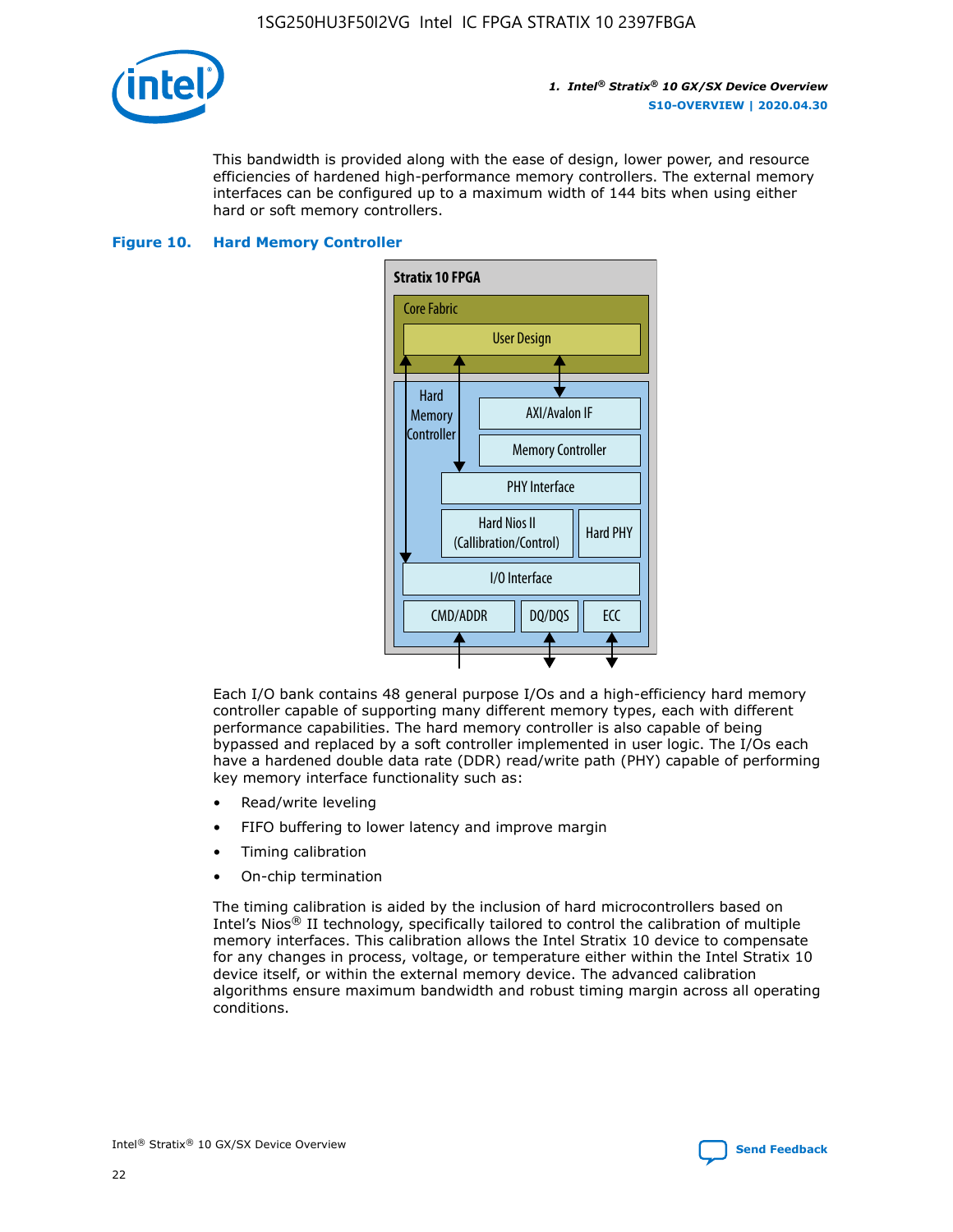This bandwidth is provided along with the ease of design, lower power, and resource efficiencies of hardened high-performance memory controllers. The external memory interfaces can be configured up to a maximum width of 144 bits when using either hard or soft memory controllers.

**Figure 10. Hard Memory Controller**

Stratix 10 FPGA

Core Fabric

User Design

Hard Memory Controller

AXI/Avalon IF

Memory Controller

PHY Interface

Hard Nios II (Callibration/Control)

Hard PHY

I/O Interface

CMD/ADDR

DQ/DQS

ECC

Each I/O bank contains 48 general purpose I/Os and a high-efficiency hard memory controller capable of supporting many different memory types, each with different performance capabilities. The hard memory controller is also capable of being bypassed and replaced by a soft controller implemented in user logic. The I/Os each have a hardened double data rate (DDR) read/write path (PHY) capable of performing key memory interface functionality such as:

- Read/write leveling
- FIFO buffering to lower latency and improve margin
- Timing calibration
- On-chip termination

The timing calibration is aided by the inclusion of hard microcontrollers based on Intel's Nios® II technology, specifically tailored to control the calibration of multiple memory interfaces. This calibration allows the Intel Stratix 10 device to compensate for any changes in process, voltage, or temperature either within the Intel Stratix 10 device itself, or within the external memory device. The advanced calibration algorithms ensure maximum bandwidth and robust timing margin across all operating conditions.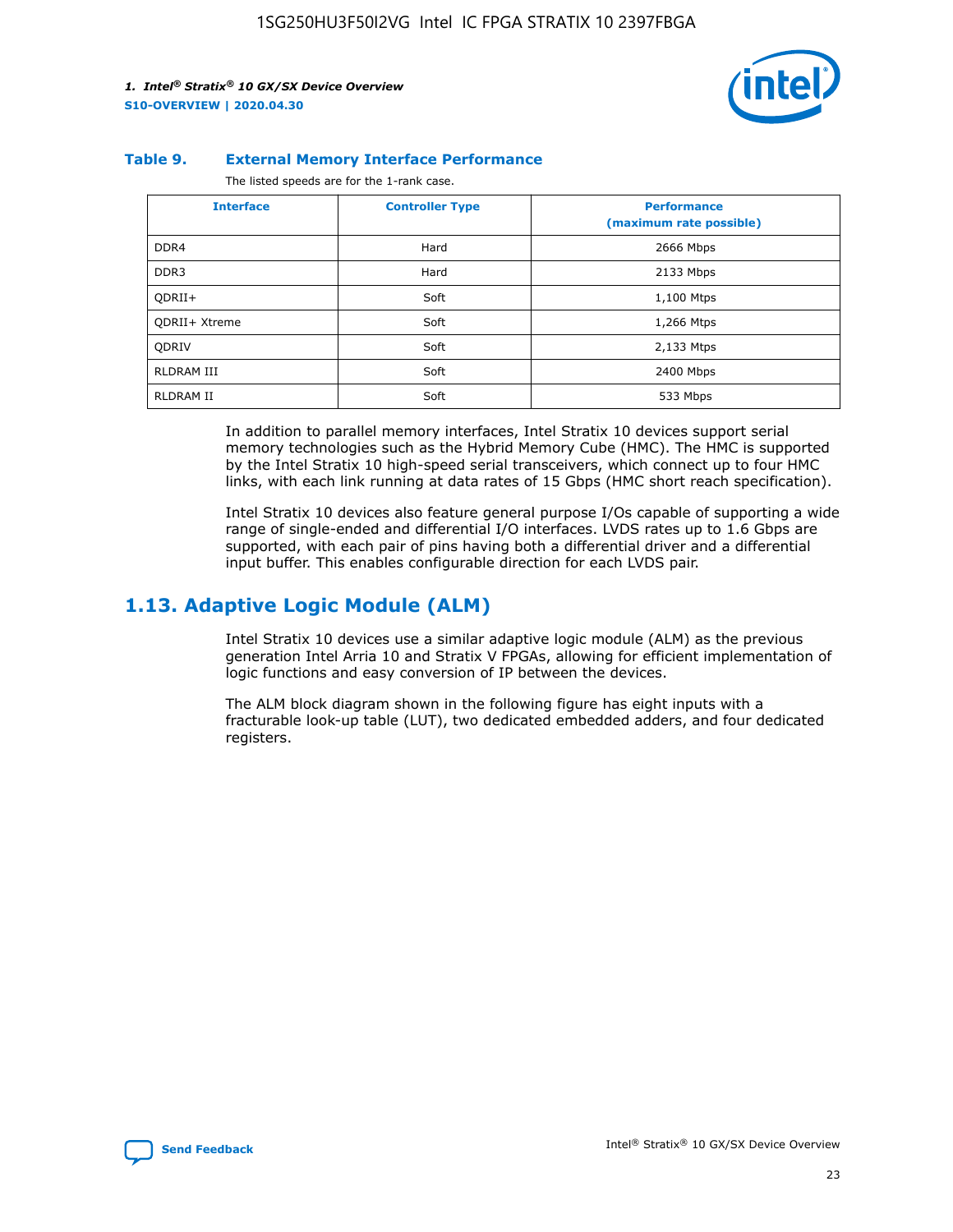**Table 9. External Memory Interface Performance**

The listed speeds are for the 1-rank case.

| Interface | Controller Type | Performance (maximum rate possible) |
| --- | --- | --- |
| DDR4 | Hard | 2666 Mbps |
| DDR3 | Hard | 2133 Mbps |
| QDRII+ | Soft | 1,100 Mtps |
| QDRII+ Xtreme | Soft | 1,266 Mtps |
| QDRIV | Soft | 2,133 Mtps |
| RLDRAM III | Soft | 2400 Mbps |
| RLDRAM II | Soft | 533 Mbps |

In addition to parallel memory interfaces, Intel Stratix 10 devices support serial memory technologies such as the Hybrid Memory Cube (HMC). The HMC is supported by the Intel Stratix 10 high-speed serial transceivers, which connect up to four HMC links, with each link running at data rates of 15 Gbps (HMC short reach specification).

Intel Stratix 10 devices also feature general purpose I/Os capable of supporting a wide range of single-ended and differential I/O interfaces. LVDS rates up to 1.6 Gbps are supported, with each pair of pins having both a differential driver and a differential input buffer. This enables configurable direction for each LVDS pair.

## 1.13. Adaptive Logic Module (ALM)

Intel Stratix 10 devices use a similar adaptive logic module (ALM) as the previous generation Intel Arria 10 and Stratix V FPGAs, allowing for efficient implementation of logic functions and easy conversion of IP between the devices.

The ALM block diagram shown in the following figure has eight inputs with a fracturable look-up table (LUT), two dedicated embedded adders, and four dedicated registers.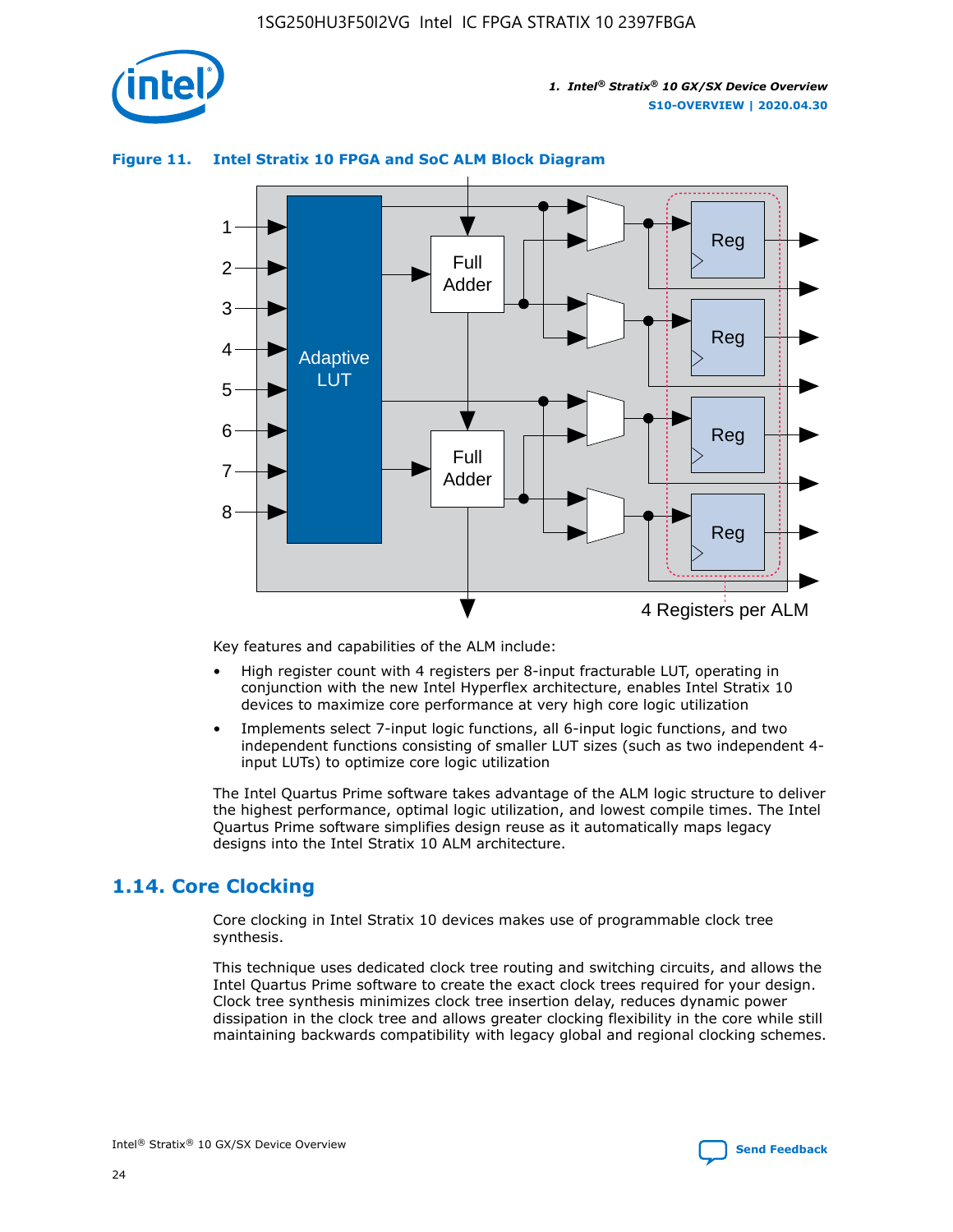**Figure 11. Intel Stratix 10 FPGA and SoC ALM Block Diagram**

Key features and capabilities of the ALM include:

- High register count with 4 registers per 8-input fracturable LUT, operating in conjunction with the new Intel Hyperflex architecture, enables Intel Stratix 10 devices to maximize core performance at very high core logic utilization
- Implements select 7-input logic functions, all 6-input logic functions, and two independent functions consisting of smaller LUT sizes (such as two independent 4-input LUTs) to optimize core logic utilization

The Intel Quartus Prime software takes advantage of the ALM logic structure to deliver the highest performance, optimal logic utilization, and lowest compile times. The Intel Quartus Prime software simplifies design reuse as it automatically maps legacy designs into the Intel Stratix 10 ALM architecture.

## 1.14. Core Clocking

Core clocking in Intel Stratix 10 devices makes use of programmable clock tree synthesis.

This technique uses dedicated clock tree routing and switching circuits, and allows the Intel Quartus Prime software to create the exact clock trees required for your design. Clock tree synthesis minimizes clock tree insertion delay, reduces dynamic power dissipation in the clock tree and allows greater clocking flexibility in the core while still maintaining backwards compatibility with legacy global and regional clocking schemes.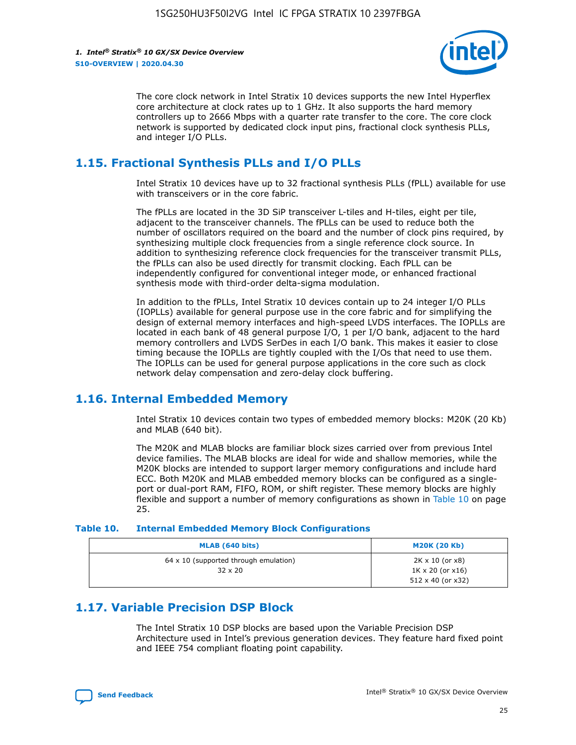The core clock network in Intel Stratix 10 devices supports the new Intel Hyperflex core architecture at clock rates up to 1 GHz. It also supports the hard memory controllers up to 2666 Mbps with a quarter rate transfer to the core. The core clock network is supported by dedicated clock input pins, fractional clock synthesis PLLs, and integer I/O PLLs.

## 1.15. Fractional Synthesis PLLs and I/O PLLs

Intel Stratix 10 devices have up to 32 fractional synthesis PLLs (fPLL) available for use with transceivers or in the core fabric.

The fPLLs are located in the 3D SiP transceiver L-tiles and H-tiles, eight per tile, adjacent to the transceiver channels. The fPLLs can be used to reduce both the number of oscillators required on the board and the number of clock pins required, by synthesizing multiple clock frequencies from a single reference clock source. In addition to synthesizing reference clock frequencies for the transceiver transmit PLLs, the fPLLs can also be used directly for transmit clocking. Each fPLL can be independently configured for conventional integer mode, or enhanced fractional synthesis mode with third-order delta-sigma modulation.

In addition to the fPLLs, Intel Stratix 10 devices contain up to 24 integer I/O PLLs (IOPLLs) available for general purpose use in the core fabric and for simplifying the design of external memory interfaces and high-speed LVDS interfaces. The IOPLLs are located in each bank of 48 general purpose I/O, 1 per I/O bank, adjacent to the hard memory controllers and LVDS SerDes in each I/O bank. This makes it easier to close timing because the IOPLLs are tightly coupled with the I/Os that need to use them. The IOPLLs can be used for general purpose applications in the core such as clock network delay compensation and zero-delay clock buffering.

## 1.16. Internal Embedded Memory

Intel Stratix 10 devices contain two types of embedded memory blocks: M20K (20 Kb) and MLAB (640 bit).

The M20K and MLAB blocks are familiar block sizes carried over from previous Intel device families. The MLAB blocks are ideal for wide and shallow memories, while the M20K blocks are intended to support larger memory configurations and include hard ECC. Both M20K and MLAB embedded memory blocks can be configured as a single-port or dual-port RAM, FIFO, ROM, or shift register. These memory blocks are highly flexible and support a number of memory configurations as shown in Table 10 on page 25.

**Table 10. Internal Embedded Memory Block Configurations**

| MLAB (640 bits) | M20K (20 Kb) |
|---|---|
| 64 x 10 (supported through emulation)<br>32 x 20 | 2K x 10 (or x8)<br>1K x 20 (or x16)<br>512 x 40 (or x32) |

## 1.17. Variable Precision DSP Block

The Intel Stratix 10 DSP blocks are based upon the Variable Precision DSP Architecture used in Intel's previous generation devices. They feature hard fixed point and IEEE 754 compliant floating point capability.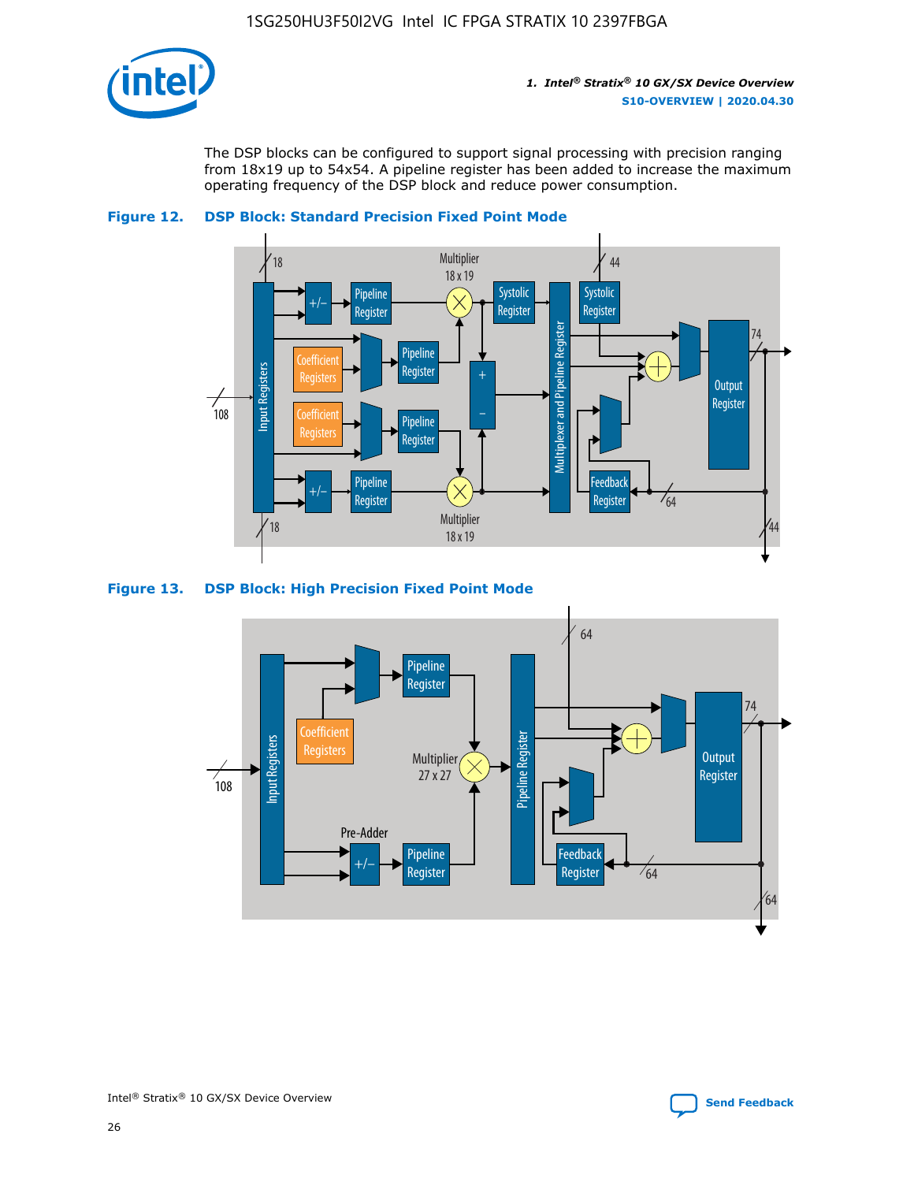The DSP blocks can be configured to support signal processing with precision ranging from 18x19 up to 54x54. A pipeline register has been added to increase the maximum operating frequency of the DSP block and reduce power consumption.

**Figure 12. DSP Block: Standard Precision Fixed Point Mode**

**Figure 13. DSP Block: High Precision Fixed Point Mode**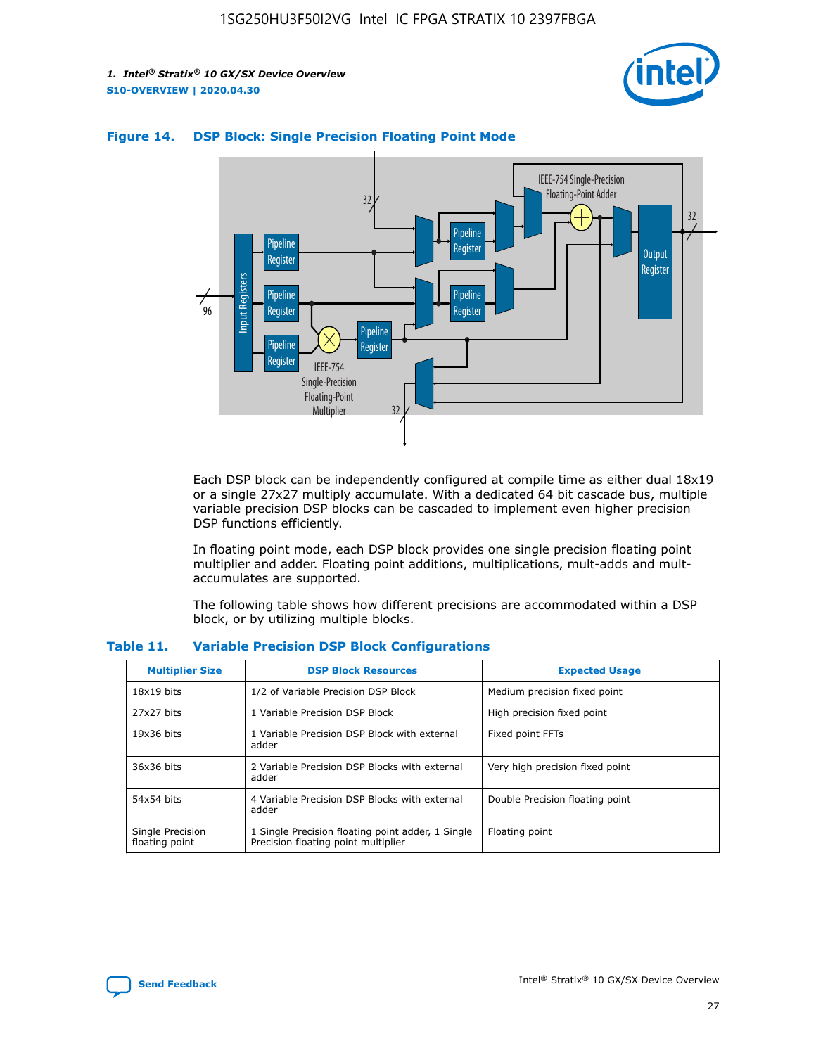**Figure 14. DSP Block: Single Precision Floating Point Mode**

Each DSP block can be independently configured at compile time as either dual 18x19 or a single 27x27 multiply accumulate. With a dedicated 64 bit cascade bus, multiple variable precision DSP blocks can be cascaded to implement even higher precision DSP functions efficiently.

In floating point mode, each DSP block provides one single precision floating point multiplier and adder. Floating point additions, multiplications, mult-adds and mult-accumulates are supported.

The following table shows how different precisions are accommodated within a DSP block, or by utilizing multiple blocks.

**Table 11. Variable Precision DSP Block Configurations**

| Multiplier Size | DSP Block Resources | Expected Usage |
|---|---|---|
| 18x19 bits | 1/2 of Variable Precision DSP Block | Medium precision fixed point |
| 27x27 bits | 1 Variable Precision DSP Block | High precision fixed point |
| 19x36 bits | 1 Variable Precision DSP Block with external adder | Fixed point FFTs |
| 36x36 bits | 2 Variable Precision DSP Blocks with external adder | Very high precision fixed point |
| 54x54 bits | 4 Variable Precision DSP Blocks with external adder | Double Precision floating point |
| Single Precision floating point | 1 Single Precision floating point adder, 1 Single Precision floating point multiplier | Floating point |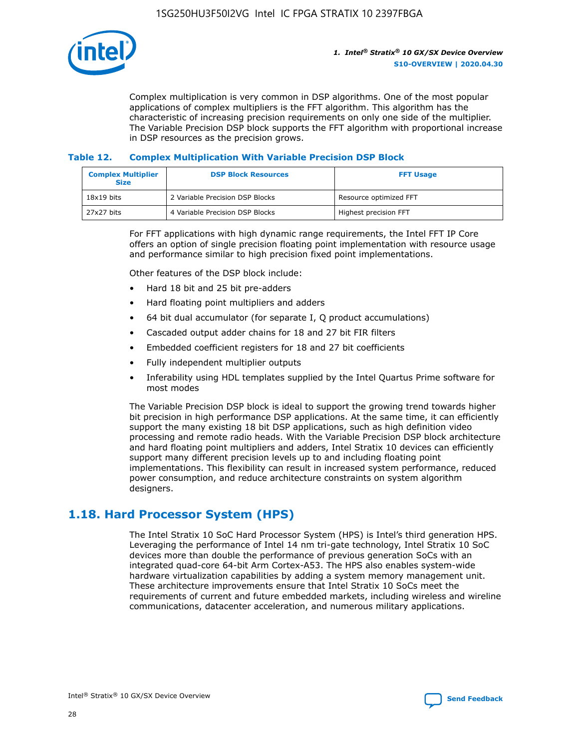Complex multiplication is very common in DSP algorithms. One of the most popular applications of complex multipliers is the FFT algorithm. This algorithm has the characteristic of increasing precision requirements on only one side of the multiplier. The Variable Precision DSP block supports the FFT algorithm with proportional increase in DSP resources as the precision grows.

**Table 12. Complex Multiplication With Variable Precision DSP Block**

| Complex Multiplier Size | DSP Block Resources | FFT Usage |
| --- | --- | --- |
| 18x19 bits | 2 Variable Precision DSP Blocks | Resource optimized FFT |
| 27x27 bits | 4 Variable Precision DSP Blocks | Highest precision FFT |

For FFT applications with high dynamic range requirements, the Intel FFT IP Core offers an option of single precision floating point implementation with resource usage and performance similar to high precision fixed point implementations.

Other features of the DSP block include:

- Hard 18 bit and 25 bit pre-adders
- Hard floating point multipliers and adders
- 64 bit dual accumulator (for separate I, Q product accumulations)
- Cascaded output adder chains for 18 and 27 bit FIR filters
- Embedded coefficient registers for 18 and 27 bit coefficients
- Fully independent multiplier outputs
- Inferability using HDL templates supplied by the Intel Quartus Prime software for most modes

The Variable Precision DSP block is ideal to support the growing trend towards higher bit precision in high performance DSP applications. At the same time, it can efficiently support the many existing 18 bit DSP applications, such as high definition video processing and remote radio heads. With the Variable Precision DSP block architecture and hard floating point multipliers and adders, Intel Stratix 10 devices can efficiently support many different precision levels up to and including floating point implementations. This flexibility can result in increased system performance, reduced power consumption, and reduce architecture constraints on system algorithm designers.

## 1.18. Hard Processor System (HPS)

The Intel Stratix 10 SoC Hard Processor System (HPS) is Intel's third generation HPS. Leveraging the performance of Intel 14 nm tri-gate technology, Intel Stratix 10 SoC devices more than double the performance of previous generation SoCs with an integrated quad-core 64-bit Arm Cortex-A53. The HPS also enables system-wide hardware virtualization capabilities by adding a system memory management unit. These architecture improvements ensure that Intel Stratix 10 SoCs meet the requirements of current and future embedded markets, including wireless and wireline communications, datacenter acceleration, and numerous military applications.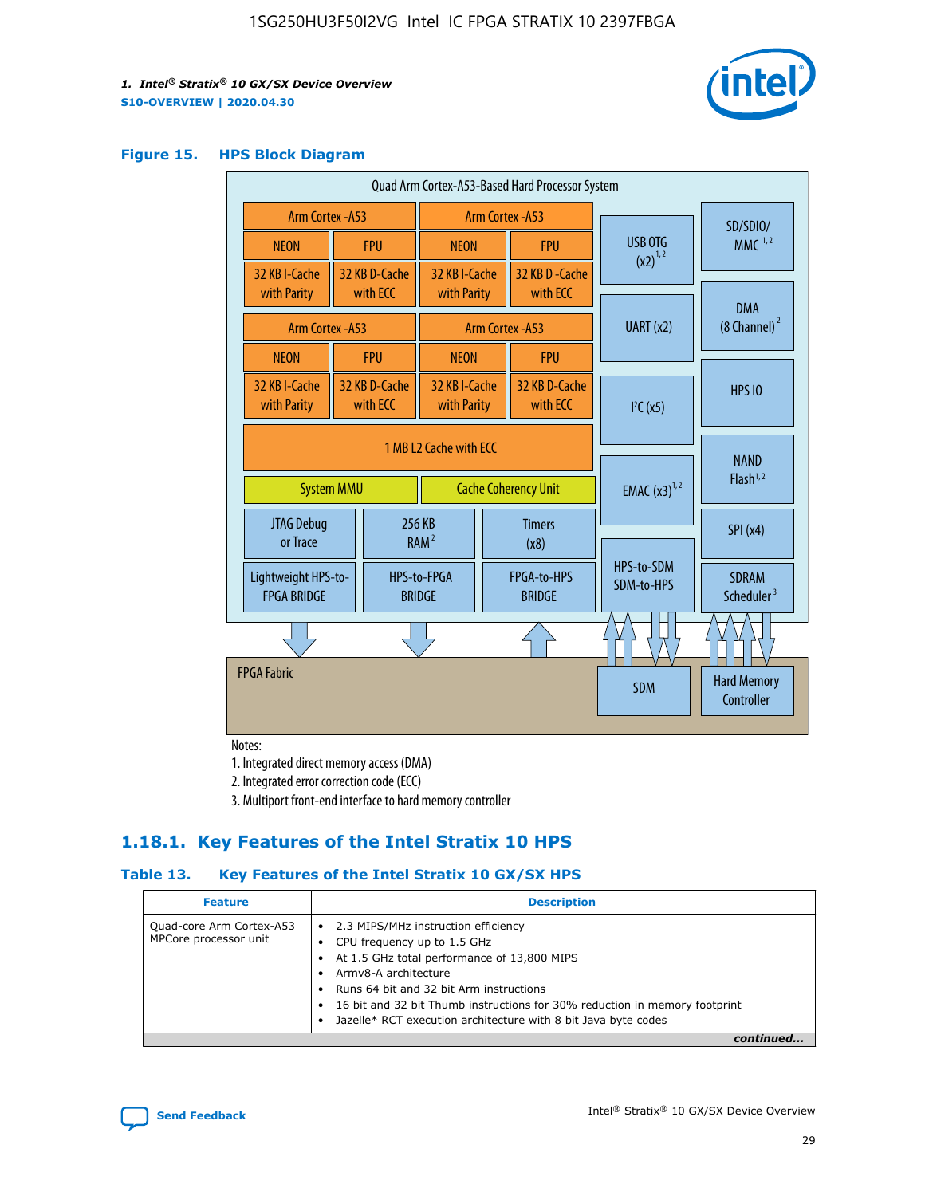**Figure 15. HPS Block Diagram**

Notes:

1. Integrated direct memory access (DMA)
2. Integrated error correction code (ECC)
3. Multiport front-end interface to hard memory controller

## 1.18.1. Key Features of the Intel Stratix 10 HPS

**Table 13. Key Features of the Intel Stratix 10 GX/SX HPS**

| Feature | Description |
| --- | --- |
| Quad-core Arm Cortex-A53 MPCore processor unit | • 2.3 MIPS/MHz instruction efficiency<br>• CPU frequency up to 1.5 GHz<br>• At 1.5 GHz total performance of 13,800 MIPS<br>• Armv8-A architecture<br>• Runs 64 bit and 32 bit Arm instructions<br>• 16 bit and 32 bit Thumb instructions for 30% reduction in memory footprint<br>• Jazelle* RCT execution architecture with 8 bit Java byte codes |

*continued...*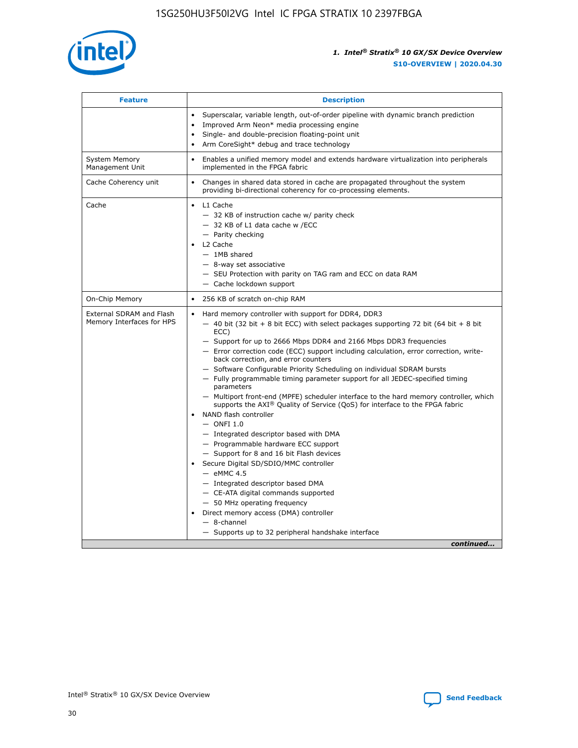| Feature | Description |
| --- | --- |
| | • Superscalar, variable length, out-of-order pipeline with dynamic branch prediction<br>• Improved Arm Neon* media processing engine<br>• Single- and double-precision floating-point unit<br>• Arm CoreSight* debug and trace technology |
| System Memory Management Unit | • Enables a unified memory model and extends hardware virtualization into peripherals implemented in the FPGA fabric |
| Cache Coherency unit | • Changes in shared data stored in cache are propagated throughout the system providing bi-directional coherency for co-processing elements. |
| Cache | • L1 Cache<br>— 32 KB of instruction cache w/ parity check<br>— 32 KB of L1 data cache w /ECC<br>— Parity checking<br>• L2 Cache<br>— 1MB shared<br>— 8-way set associative<br>— SEU Protection with parity on TAG ram and ECC on data RAM<br>— Cache lockdown support |
| On-Chip Memory | • 256 KB of scratch on-chip RAM |
| External SDRAM and Flash Memory Interfaces for HPS | • Hard memory controller with support for DDR4, DDR3<br>— 40 bit (32 bit + 8 bit ECC) with select packages supporting 72 bit (64 bit + 8 bit ECC)<br>— Support for up to 2666 Mbps DDR4 and 2166 Mbps DDR3 frequencies<br>— Error correction code (ECC) support including calculation, error correction, write-back correction, and error counters<br>— Software Configurable Priority Scheduling on individual SDRAM bursts<br>— Fully programmable timing parameter support for all JEDEC-specified timing parameters<br>— Multiport front-end (MPFE) scheduler interface to the hard memory controller, which supports the AXI® Quality of Service (QoS) for interface to the FPGA fabric<br>• NAND flash controller<br>— ONFI 1.0<br>— Integrated descriptor based with DMA<br>— Programmable hardware ECC support<br>— Support for 8 and 16 bit Flash devices<br>• Secure Digital SD/SDIO/MMC controller<br>— eMMC 4.5<br>— Integrated descriptor based DMA<br>— CE-ATA digital commands supported<br>— 50 MHz operating frequency<br>• Direct memory access (DMA) controller<br>— 8-channel<br>— Supports up to 32 peripheral handshake interface |

*continued...*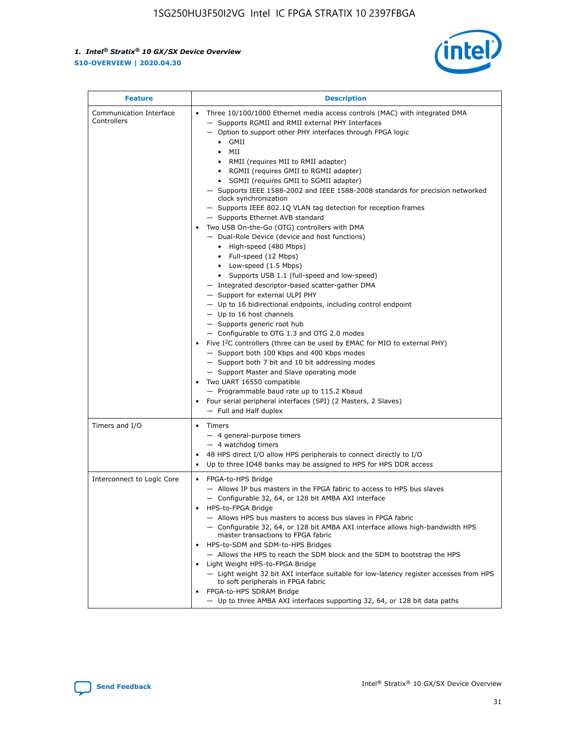| Feature | Description |
| --- | --- |
| Communication Interface Controllers | • Three 10/100/1000 Ethernet media access controls (MAC) with integrated DMA<br>— Supports RGMII and RMII external PHY Interfaces<br>— Option to support other PHY interfaces through FPGA logic<br>• GMII<br>• MII<br>• RMII (requires MII to RMII adapter)<br>• RGMII (requires GMII to RGMII adapter)<br>• SGMII (requires GMII to SGMII adapter)<br>— Supports IEEE 1588-2002 and IEEE 1588-2008 standards for precision networked clock synchronization<br>— Supports IEEE 802.1Q VLAN tag detection for reception frames<br>— Supports Ethernet AVB standard<br>• Two USB On-the-Go (OTG) controllers with DMA<br>— Dual-Role Device (device and host functions)<br>• High-speed (480 Mbps)<br>• Full-speed (12 Mbps)<br>• Low-speed (1.5 Mbps)<br>• Supports USB 1.1 (full-speed and low-speed)<br>— Integrated descriptor-based scatter-gather DMA<br>— Support for external ULPI PHY<br>— Up to 16 bidirectional endpoints, including control endpoint<br>— Up to 16 host channels<br>— Supports generic root hub<br>— Configurable to OTG 1.3 and OTG 2.0 modes<br>• Five I2C controllers (three can be used by EMAC for MIO to external PHY)<br>— Support both 100 Kbps and 400 Kbps modes<br>— Support both 7 bit and 10 bit addressing modes<br>— Support Master and Slave operating mode<br>• Two UART 16550 compatible<br>— Programmable baud rate up to 115.2 Kbaud<br>• Four serial peripheral interfaces (SPI) (2 Masters, 2 Slaves)<br>— Full and Half duplex |
| Timers and I/O | • Timers<br>— 4 general-purpose timers<br>— 4 watchdog timers<br>• 48 HPS direct I/O allow HPS peripherals to connect directly to I/O<br>• Up to three IO48 banks may be assigned to HPS for HPS DDR access |
| Interconnect to Logic Core | • FPGA-to-HPS Bridge<br>— Allows IP bus masters in the FPGA fabric to access to HPS bus slaves<br>— Configurable 32, 64, or 128 bit AMBA AXI interface<br>• HPS-to-FPGA Bridge<br>— Allows HPS bus masters to access bus slaves in FPGA fabric<br>— Configurable 32, 64, or 128 bit AMBA AXI interface allows high-bandwidth HPS master transactions to FPGA fabric<br>• HPS-to-SDM and SDM-to-HPS Bridges<br>— Allows the HPS to reach the SDM block and the SDM to bootstrap the HPS<br>• Light Weight HPS-to-FPGA Bridge<br>— Light weight 32 bit AXI interface suitable for low-latency register accesses from HPS to soft peripherals in FPGA fabric<br>• FPGA-to-HPS SDRAM Bridge<br>— Up to three AMBA AXI interfaces supporting 32, 64, or 128 bit data paths |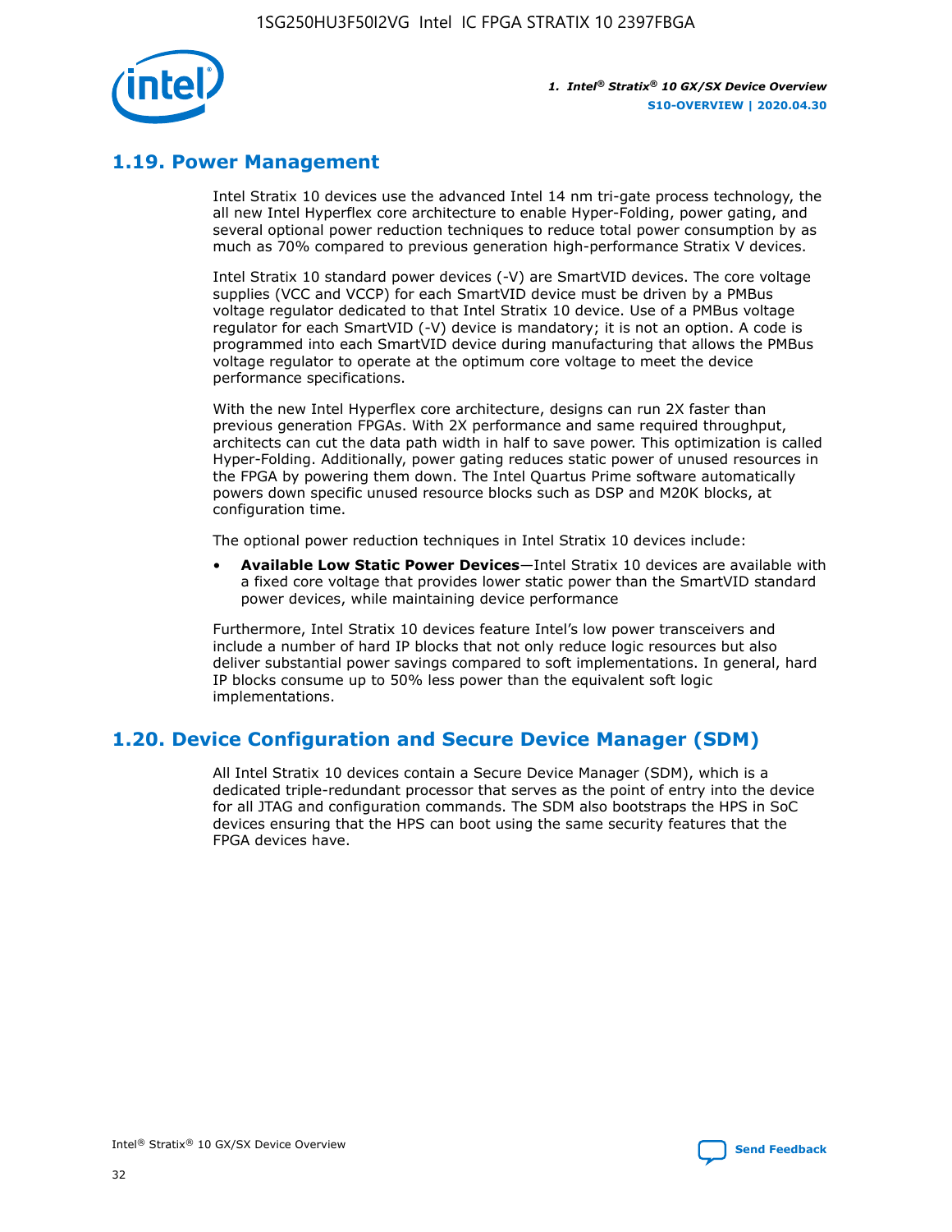## 1.19. Power Management

Intel Stratix 10 devices use the advanced Intel 14 nm tri-gate process technology, the all new Intel Hyperflex core architecture to enable Hyper-Folding, power gating, and several optional power reduction techniques to reduce total power consumption by as much as 70% compared to previous generation high-performance Stratix V devices.

Intel Stratix 10 standard power devices (-V) are SmartVID devices. The core voltage supplies (VCC and VCCP) for each SmartVID device must be driven by a PMBus voltage regulator dedicated to that Intel Stratix 10 device. Use of a PMBus voltage regulator for each SmartVID (-V) device is mandatory; it is not an option. A code is programmed into each SmartVID device during manufacturing that allows the PMBus voltage regulator to operate at the optimum core voltage to meet the device performance specifications.

With the new Intel Hyperflex core architecture, designs can run 2X faster than previous generation FPGAs. With 2X performance and same required throughput, architects can cut the data path width in half to save power. This optimization is called Hyper-Folding. Additionally, power gating reduces static power of unused resources in the FPGA by powering them down. The Intel Quartus Prime software automatically powers down specific unused resource blocks such as DSP and M20K blocks, at configuration time.

The optional power reduction techniques in Intel Stratix 10 devices include:

- **Available Low Static Power Devices**—Intel Stratix 10 devices are available with a fixed core voltage that provides lower static power than the SmartVID standard power devices, while maintaining device performance

Furthermore, Intel Stratix 10 devices feature Intel's low power transceivers and include a number of hard IP blocks that not only reduce logic resources but also deliver substantial power savings compared to soft implementations. In general, hard IP blocks consume up to 50% less power than the equivalent soft logic implementations.

## 1.20. Device Configuration and Secure Device Manager (SDM)

All Intel Stratix 10 devices contain a Secure Device Manager (SDM), which is a dedicated triple-redundant processor that serves as the point of entry into the device for all JTAG and configuration commands. The SDM also bootstraps the HPS in SoC devices ensuring that the HPS can boot using the same security features that the FPGA devices have.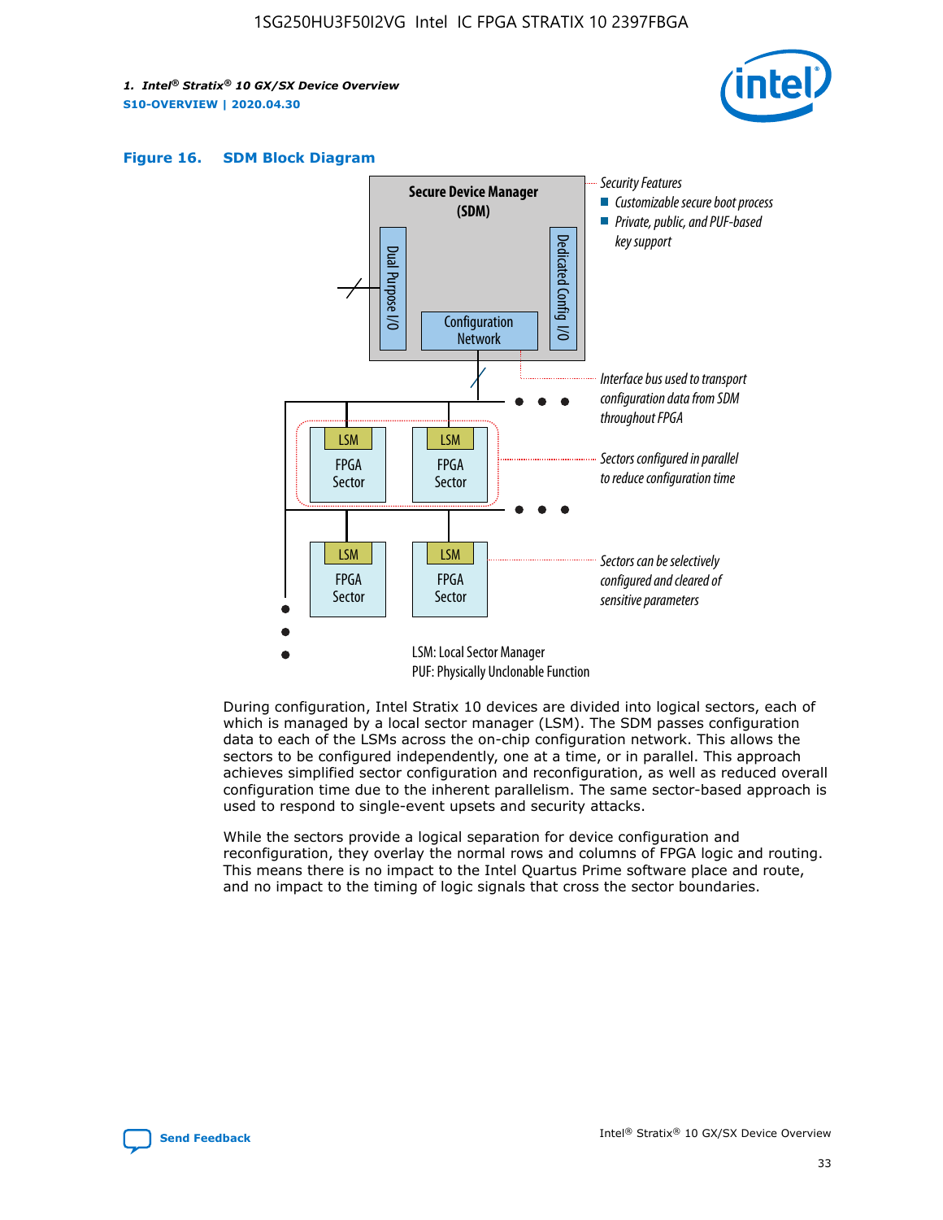#### Figure 16. SDM Block Diagram

Secure Device Manager (SDM)

Dual Purpose I/O

Dedicated Config I/O

Configuration Network

Security Features
- Customizable secure boot process
- Private, public, and PUF-based key support

Interface bus used to transport configuration data from SDM throughout FPGA

Sectors configured in parallel to reduce configuration time

Sectors can be selectively configured and cleared of sensitive parameters

LSM: Local Sector Manager
PUF: Physically Unclonable Function

During configuration, Intel Stratix 10 devices are divided into logical sectors, each of which is managed by a local sector manager (LSM). The SDM passes configuration data to each of the LSMs across the on-chip configuration network. This allows the sectors to be configured independently, one at a time, or in parallel. This approach achieves simplified sector configuration and reconfiguration, as well as reduced overall configuration time due to the inherent parallelism. The same sector-based approach is used to respond to single-event upsets and security attacks.

While the sectors provide a logical separation for device configuration and reconfiguration, they overlay the normal rows and columns of FPGA logic and routing. This means there is no impact to the Intel Quartus Prime software place and route, and no impact to the timing of logic signals that cross the sector boundaries.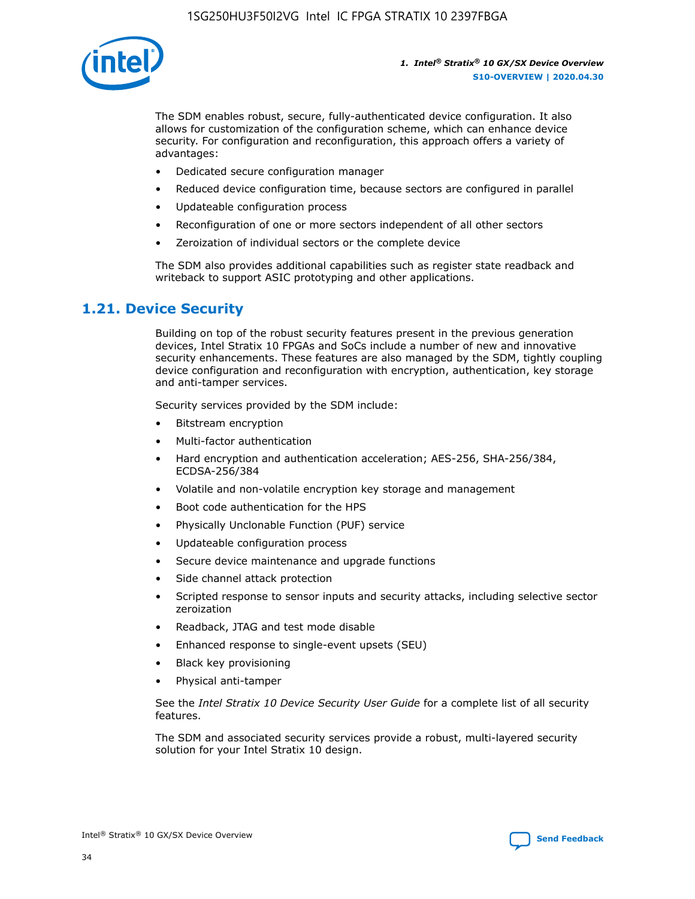The SDM enables robust, secure, fully-authenticated device configuration. It also allows for customization of the configuration scheme, which can enhance device security. For configuration and reconfiguration, this approach offers a variety of advantages:

- Dedicated secure configuration manager
- Reduced device configuration time, because sectors are configured in parallel
- Updateable configuration process
- Reconfiguration of one or more sectors independent of all other sectors
- Zeroization of individual sectors or the complete device

The SDM also provides additional capabilities such as register state readback and writeback to support ASIC prototyping and other applications.

## 1.21. Device Security

Building on top of the robust security features present in the previous generation devices, Intel Stratix 10 FPGAs and SoCs include a number of new and innovative security enhancements. These features are also managed by the SDM, tightly coupling device configuration and reconfiguration with encryption, authentication, key storage and anti-tamper services.

Security services provided by the SDM include:

- Bitstream encryption
- Multi-factor authentication
- Hard encryption and authentication acceleration; AES-256, SHA-256/384, ECDSA-256/384
- Volatile and non-volatile encryption key storage and management
- Boot code authentication for the HPS
- Physically Unclonable Function (PUF) service
- Updateable configuration process
- Secure device maintenance and upgrade functions
- Side channel attack protection
- Scripted response to sensor inputs and security attacks, including selective sector zeroization
- Readback, JTAG and test mode disable
- Enhanced response to single-event upsets (SEU)
- Black key provisioning
- Physical anti-tamper

See the *Intel Stratix 10 Device Security User Guide* for a complete list of all security features.

The SDM and associated security services provide a robust, multi-layered security solution for your Intel Stratix 10 design.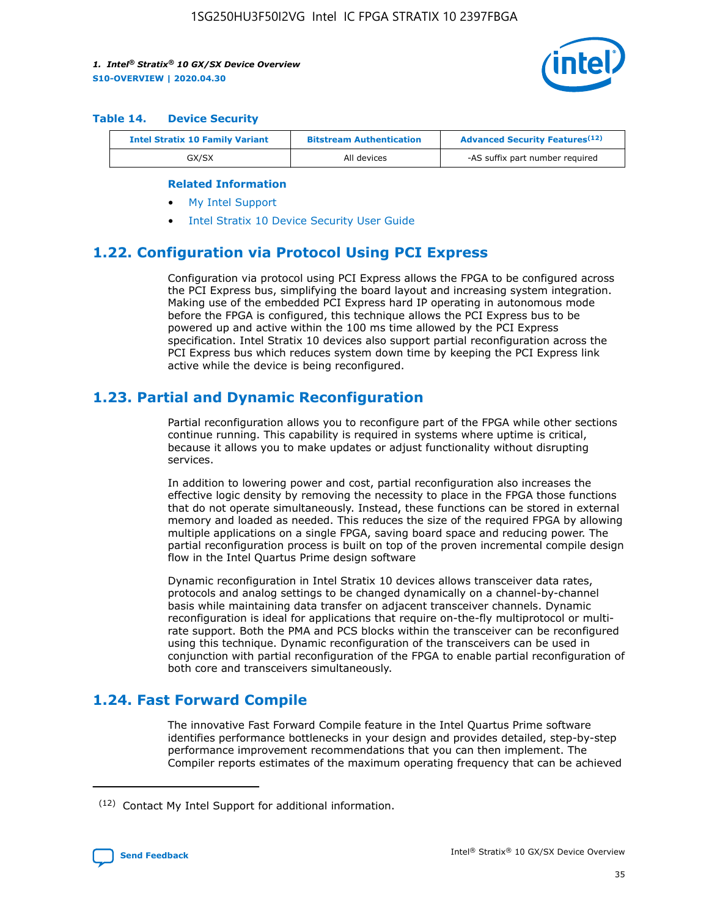#### Table 14. Device Security

| Intel Stratix 10 Family Variant | Bitstream Authentication | Advanced Security Features[(12)] |
|---|---|---|
| GX/SX | All devices | -AS suffix part number required |

**Related Information**

- My Intel Support
- Intel Stratix 10 Device Security User Guide

## 1.22. Configuration via Protocol Using PCI Express

Configuration via protocol using PCI Express allows the FPGA to be configured across the PCI Express bus, simplifying the board layout and increasing system integration. Making use of the embedded PCI Express hard IP operating in autonomous mode before the FPGA is configured, this technique allows the PCI Express bus to be powered up and active within the 100 ms time allowed by the PCI Express specification. Intel Stratix 10 devices also support partial reconfiguration across the PCI Express bus which reduces system down time by keeping the PCI Express link active while the device is being reconfigured.

## 1.23. Partial and Dynamic Reconfiguration

Partial reconfiguration allows you to reconfigure part of the FPGA while other sections continue running. This capability is required in systems where uptime is critical, because it allows you to make updates or adjust functionality without disrupting services.

In addition to lowering power and cost, partial reconfiguration also increases the effective logic density by removing the necessity to place in the FPGA those functions that do not operate simultaneously. Instead, these functions can be stored in external memory and loaded as needed. This reduces the size of the required FPGA by allowing multiple applications on a single FPGA, saving board space and reducing power. The partial reconfiguration process is built on top of the proven incremental compile design flow in the Intel Quartus Prime design software

Dynamic reconfiguration in Intel Stratix 10 devices allows transceiver data rates, protocols and analog settings to be changed dynamically on a channel-by-channel basis while maintaining data transfer on adjacent transceiver channels. Dynamic reconfiguration is ideal for applications that require on-the-fly multiprotocol or multi-rate support. Both the PMA and PCS blocks within the transceiver can be reconfigured using this technique. Dynamic reconfiguration of the transceivers can be used in conjunction with partial reconfiguration of the FPGA to enable partial reconfiguration of both core and transceivers simultaneously.

## 1.24. Fast Forward Compile

The innovative Fast Forward Compile feature in the Intel Quartus Prime software identifies performance bottlenecks in your design and provides detailed, step-by-step performance improvement recommendations that you can then implement. The Compiler reports estimates of the maximum operating frequency that can be achieved

(12) Contact My Intel Support for additional information.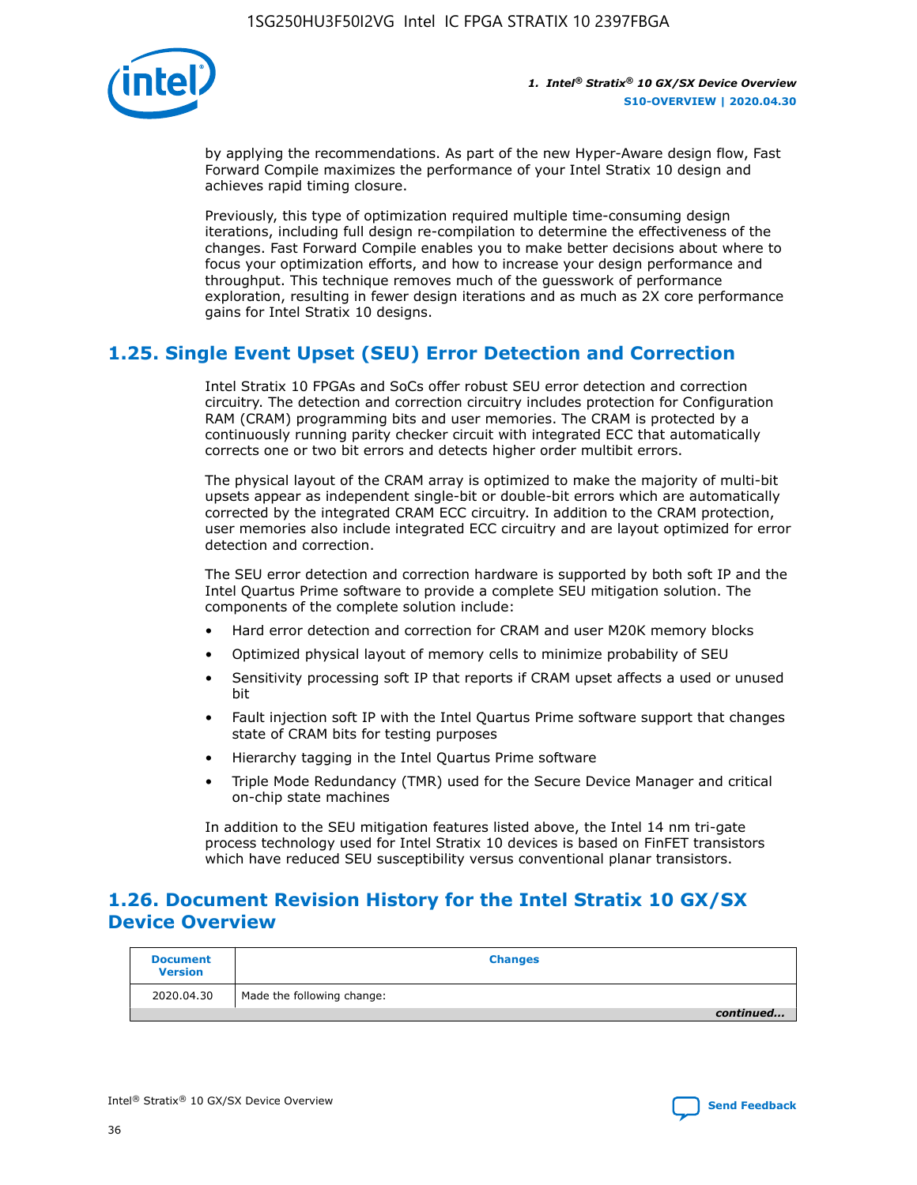by applying the recommendations. As part of the new Hyper-Aware design flow, Fast Forward Compile maximizes the performance of your Intel Stratix 10 design and achieves rapid timing closure.

Previously, this type of optimization required multiple time-consuming design iterations, including full design re-compilation to determine the effectiveness of the changes. Fast Forward Compile enables you to make better decisions about where to focus your optimization efforts, and how to increase your design performance and throughput. This technique removes much of the guesswork of performance exploration, resulting in fewer design iterations and as much as 2X core performance gains for Intel Stratix 10 designs.

## 1.25. Single Event Upset (SEU) Error Detection and Correction

Intel Stratix 10 FPGAs and SoCs offer robust SEU error detection and correction circuitry. The detection and correction circuitry includes protection for Configuration RAM (CRAM) programming bits and user memories. The CRAM is protected by a continuously running parity checker circuit with integrated ECC that automatically corrects one or two bit errors and detects higher order multibit errors.

The physical layout of the CRAM array is optimized to make the majority of multi-bit upsets appear as independent single-bit or double-bit errors which are automatically corrected by the integrated CRAM ECC circuitry. In addition to the CRAM protection, user memories also include integrated ECC circuitry and are layout optimized for error detection and correction.

The SEU error detection and correction hardware is supported by both soft IP and the Intel Quartus Prime software to provide a complete SEU mitigation solution. The components of the complete solution include:

- Hard error detection and correction for CRAM and user M20K memory blocks
- Optimized physical layout of memory cells to minimize probability of SEU
- Sensitivity processing soft IP that reports if CRAM upset affects a used or unused bit
- Fault injection soft IP with the Intel Quartus Prime software support that changes state of CRAM bits for testing purposes
- Hierarchy tagging in the Intel Quartus Prime software
- Triple Mode Redundancy (TMR) used for the Secure Device Manager and critical on-chip state machines

In addition to the SEU mitigation features listed above, the Intel 14 nm tri-gate process technology used for Intel Stratix 10 devices is based on FinFET transistors which have reduced SEU susceptibility versus conventional planar transistors.

## 1.26. Document Revision History for the Intel Stratix 10 GX/SX Device Overview

| Document Version | Changes |
|---|---|
| 2020.04.30 | Made the following change: |

*continued...*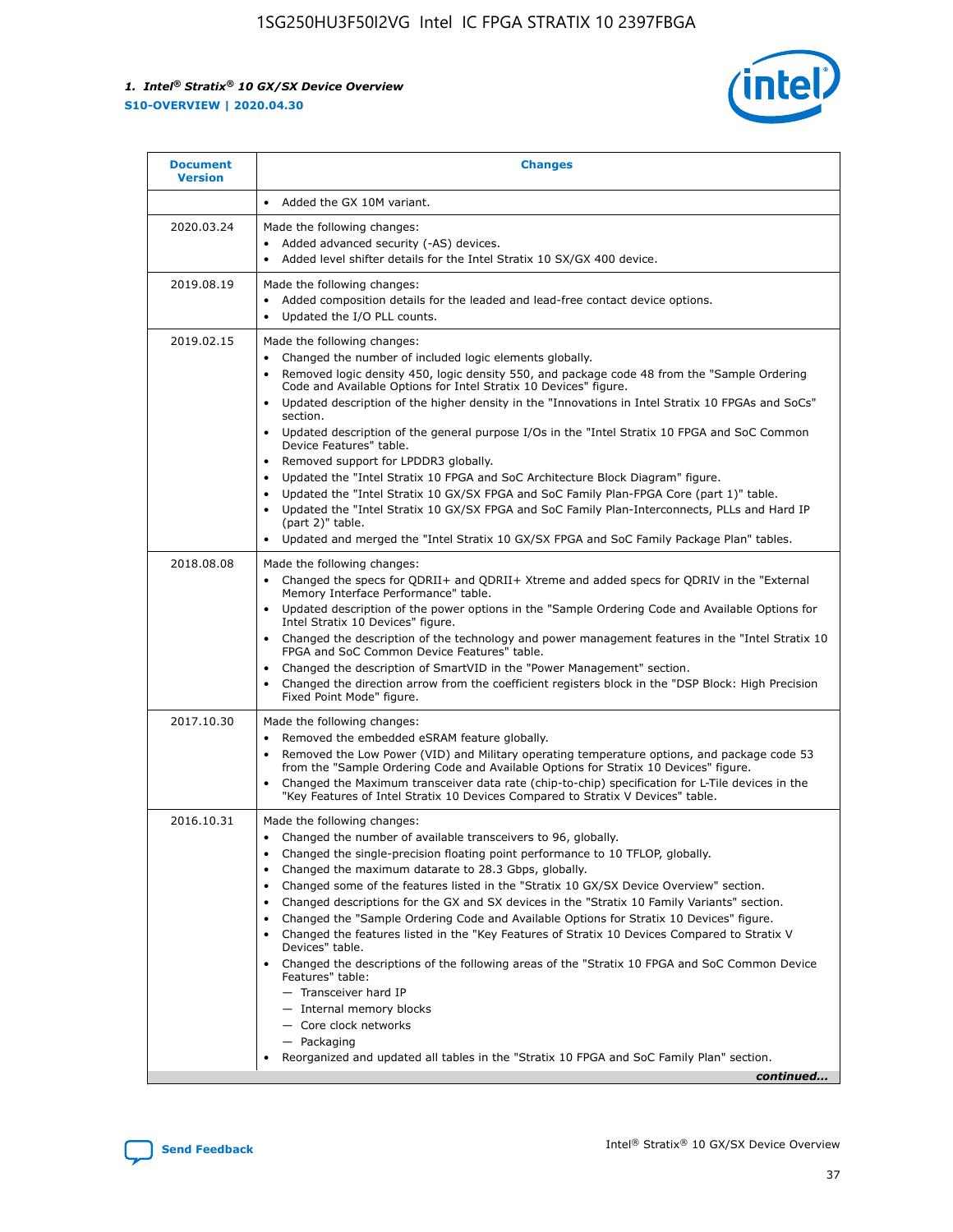| Document Version | Changes |
| --- | --- |
| | • Added the GX 10M variant. |
| 2020.03.24 | Made the following changes:<br>• Added advanced security (-AS) devices.<br>• Added level shifter details for the Intel Stratix 10 SX/GX 400 device. |
| 2019.08.19 | Made the following changes:<br>• Added composition details for the leaded and lead-free contact device options.<br>• Updated the I/O PLL counts. |
| 2019.02.15 | Made the following changes:<br>• Changed the number of included logic elements globally.<br>• Removed logic density 450, logic density 550, and package code 48 from the "Sample Ordering Code and Available Options for Intel Stratix 10 Devices" figure.<br>• Updated description of the higher density in the "Innovations in Intel Stratix 10 FPGAs and SoCs" section.<br>• Updated description of the general purpose I/Os in the "Intel Stratix 10 FPGA and SoC Common Device Features" table.<br>• Removed support for LPDDR3 globally.<br>• Updated the "Intel Stratix 10 FPGA and SoC Architecture Block Diagram" figure.<br>• Updated the "Intel Stratix 10 GX/SX FPGA and SoC Family Plan-FPGA Core (part 1)" table.<br>• Updated the "Intel Stratix 10 GX/SX FPGA and SoC Family Plan-Interconnects, PLLs and Hard IP (part 2)" table.<br>• Updated and merged the "Intel Stratix 10 GX/SX FPGA and SoC Family Package Plan" tables. |
| 2018.08.08 | Made the following changes:<br>• Changed the specs for QDRII+ and QDRII+ Xtreme and added specs for QDRIV in the "External Memory Interface Performance" table.<br>• Updated description of the power options in the "Sample Ordering Code and Available Options for Intel Stratix 10 Devices" figure.<br>• Changed the description of the technology and power management features in the "Intel Stratix 10 FPGA and SoC Common Device Features" table.<br>• Changed the description of SmartVID in the "Power Management" section.<br>• Changed the direction arrow from the coefficient registers block in the "DSP Block: High Precision Fixed Point Mode" figure. |
| 2017.10.30 | Made the following changes:<br>• Removed the embedded eSRAM feature globally.<br>• Removed the Low Power (VID) and Military operating temperature options, and package code 53 from the "Sample Ordering Code and Available Options for Stratix 10 Devices" figure.<br>• Changed the Maximum transceiver data rate (chip-to-chip) specification for L-Tile devices in the "Key Features of Intel Stratix 10 Devices Compared to Stratix V Devices" table. |
| 2016.10.31 | Made the following changes:<br>• Changed the number of available transceivers to 96, globally.<br>• Changed the single-precision floating point performance to 10 TFLOP, globally.<br>• Changed the maximum datarate to 28.3 Gbps, globally.<br>• Changed some of the features listed in the "Stratix 10 GX/SX Device Overview" section.<br>• Changed descriptions for the GX and SX devices in the "Stratix 10 Family Variants" section.<br>• Changed the "Sample Ordering Code and Available Options for Stratix 10 Devices" figure.<br>• Changed the features listed in the "Key Features of Stratix 10 Devices Compared to Stratix V Devices" table.<br>• Changed the descriptions of the following areas of the "Stratix 10 FPGA and SoC Common Device Features" table:<br>— Transceiver hard IP<br>— Internal memory blocks<br>— Core clock networks<br>— Packaging<br>• Reorganized and updated all tables in the "Stratix 10 FPGA and SoC Family Plan" section. |

*continued...*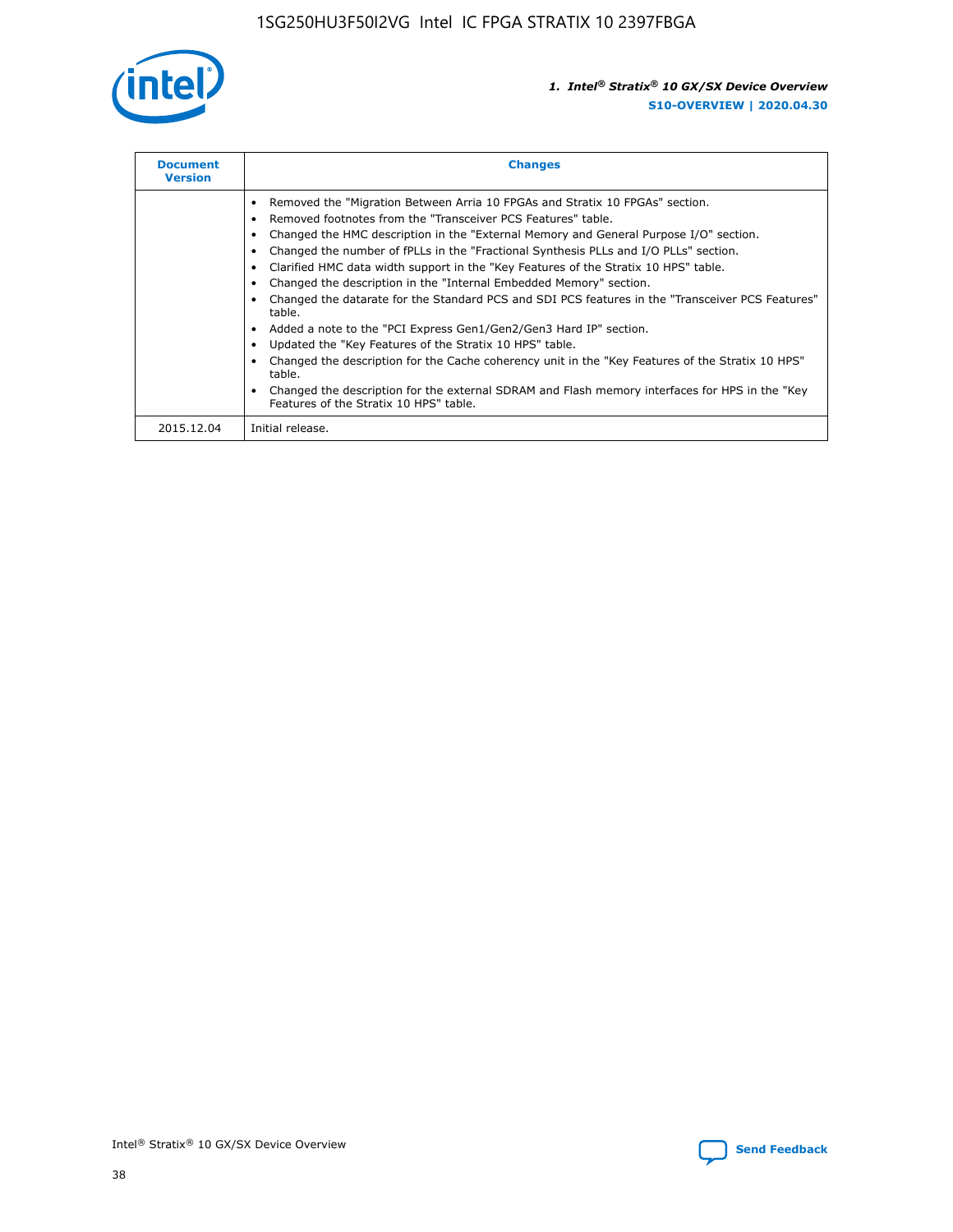| Document Version | Changes |
| --- | --- |
| | • Removed the "Migration Between Arria 10 FPGAs and Stratix 10 FPGAs" section.<br>• Removed footnotes from the "Transceiver PCS Features" table.<br>• Changed the HMC description in the "External Memory and General Purpose I/O" section.<br>• Changed the number of fPLLs in the "Fractional Synthesis PLLs and I/O PLLs" section.<br>• Clarified HMC data width support in the "Key Features of the Stratix 10 HPS" table.<br>• Changed the description in the "Internal Embedded Memory" section.<br>• Changed the datarate for the Standard PCS and SDI PCS features in the "Transceiver PCS Features" table.<br>• Added a note to the "PCI Express Gen1/Gen2/Gen3 Hard IP" section.<br>• Updated the "Key Features of the Stratix 10 HPS" table.<br>• Changed the description for the Cache coherency unit in the "Key Features of the Stratix 10 HPS" table.<br>• Changed the description for the external SDRAM and Flash memory interfaces for HPS in the "Key Features of the Stratix 10 HPS" table. |
| 2015.12.04 | Initial release. |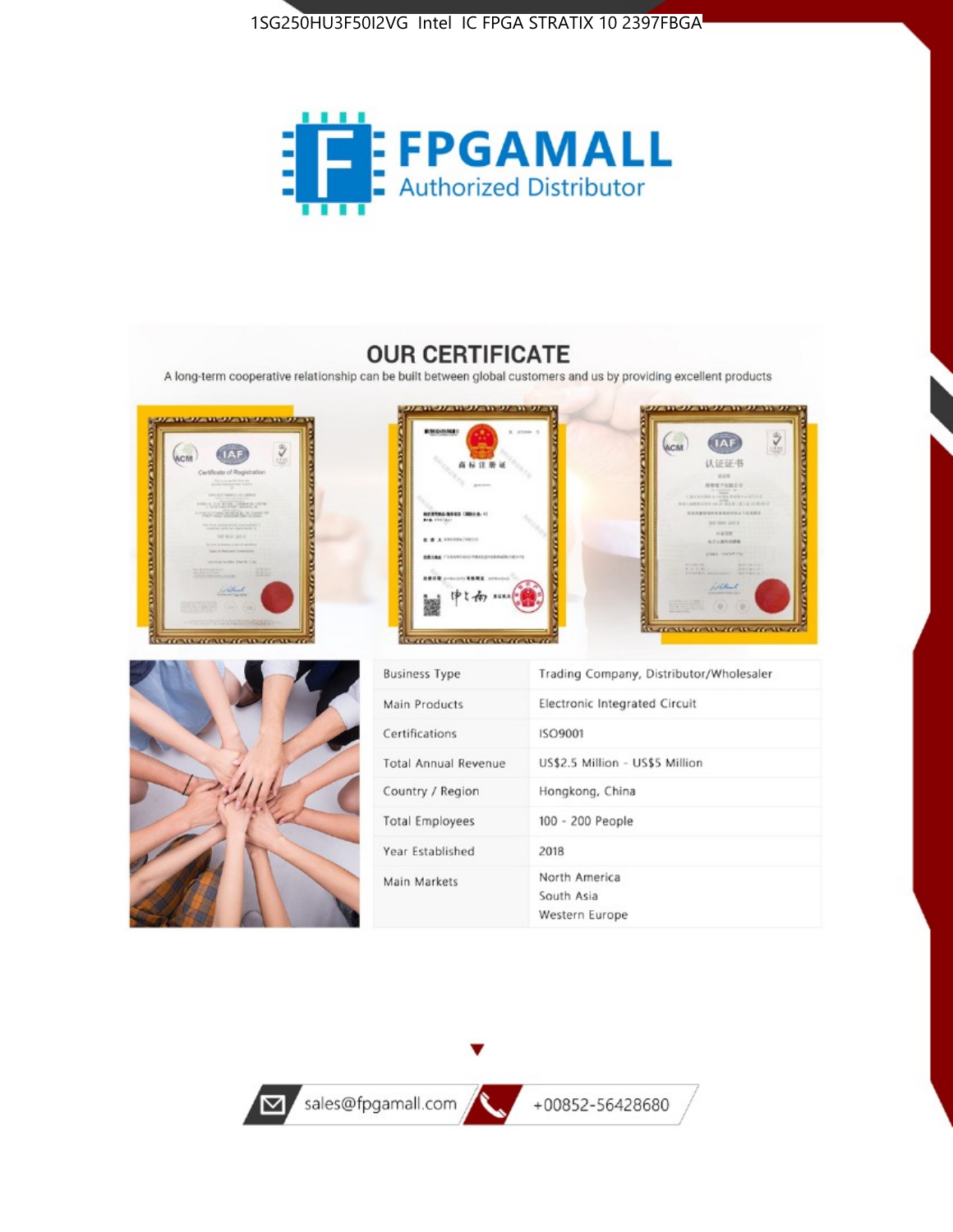FPGAMALL
Authorized Distributor

## OUR CERTIFICATE

A long-term cooperative relationship can be built between global customers and us by providing excellent products

| | |
|---|---|
| Business Type | Trading Company, Distributor/Wholesaler |
| Main Products | Electronic Integrated Circuit |
| Certifications | ISO9001 |
| Total Annual Revenue | US$2.5 Million - US$5 Million |
| Country / Region | Hongkong, China |
| Total Employees | 100 - 200 People |
| Year Established | 2018 |
| Main Markets | North America<br>South Asia<br>Western Europe |

sales@fpgamall.com

+00852-56428680